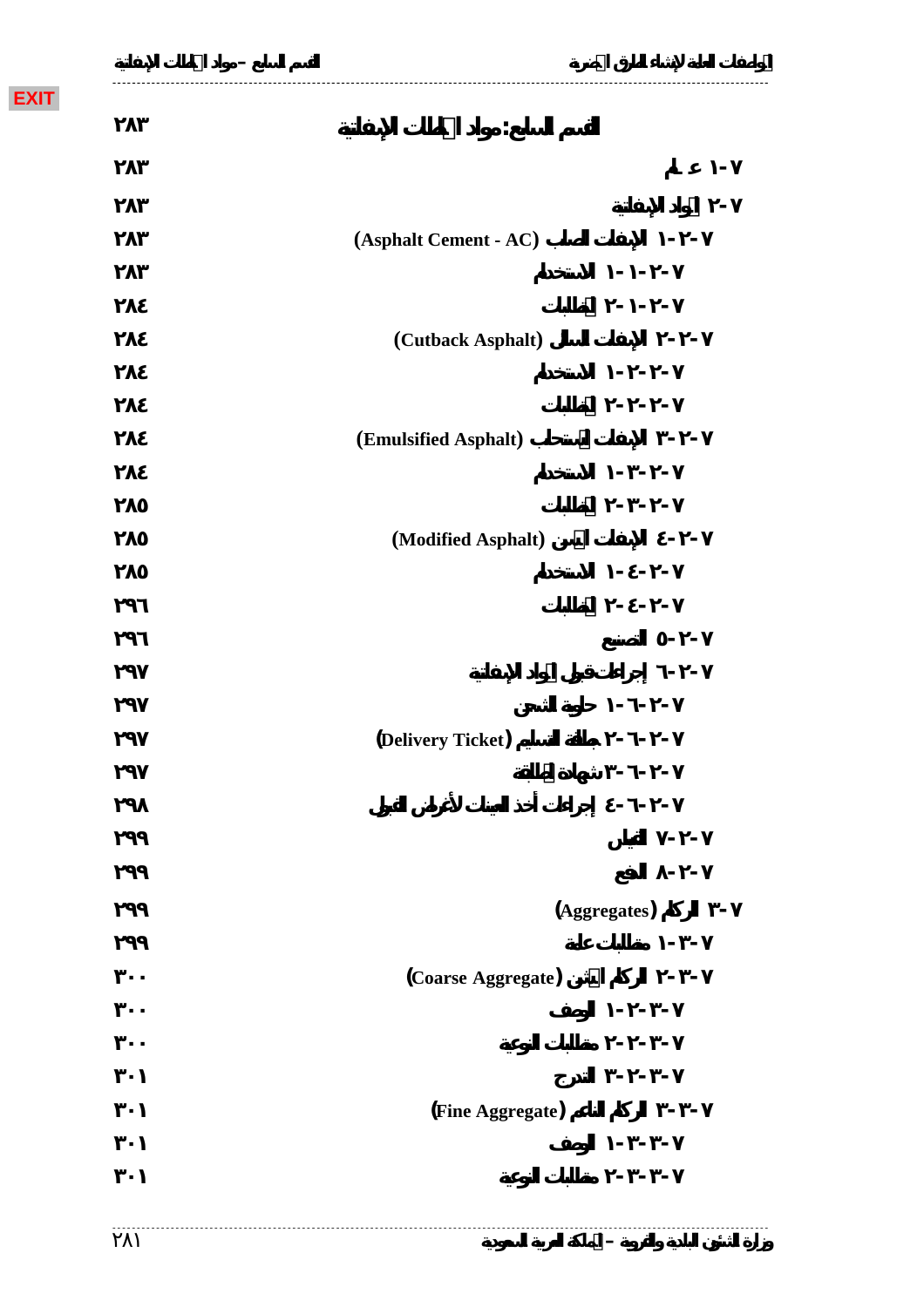EXIT

| | |
|---|---|
| القسم السابع: مواد الخلطات الإسفلتية | ٢٨٣ |
| ٧-١ عـام | ٢٨٣ |
| ٧-٢ المواد الإسفلتية | ٢٨٣ |
| ٧-٢-١ الإسفلت الصلب (Asphalt Cement - AC) | ٢٨٣ |
| ٧-٢-١-١ الاستخدام | ٢٨٣ |
| ٧-٢-١-٢ المتطلبات | ٢٨٤ |
| ٧-٢-٢ الإسفلت السائل (Cutback Asphalt) | ٢٨٤ |
| ٧-٢-٢-١ الاستخدام | ٢٨٤ |
| ٧-٢-٢-٢ المتطلبات | ٢٨٤ |
| ٧-٢-٣ الإسفلت المستحلب (Emulsified Asphalt) | ٢٨٤ |
| ٧-٢-٣-١ الاستخدام | ٢٨٤ |
| ٧-٢-٣-٢ المتطلبات | ٢٨٥ |
| ٧-٢-٤ الإسفلت المحسن (Modified Asphalt) | ٢٨٥ |
| ٧-٢-٤-١ الاستخدام | ٢٨٥ |
| ٧-٢-٤-٢ المتطلبات | ٢٩٦ |
| ٧-٢-٥ التصنيع | ٢٩٦ |
| ٧-٢-٦ إجراءات قبول المواد الإسفلتية | ٢٩٧ |
| ٧-٢-٦-١ حاوية الشحن | ٢٩٧ |
| ٧-٢-٦-٢ بطاقة التسليم (Delivery Ticket) | ٢٩٧ |
| ٧-٢-٦-٣ شهادة المطابقة | ٢٩٧ |
| ٧-٢-٦-٤ إجراءات أخذ العينات لأغراض القبول | ٢٩٨ |
| ٧-٢-٧ القياس | ٢٩٩ |
| ٧-٢-٨ الدفع | ٢٩٩ |
| ٧-٣ الركام (Aggregates) | ٢٩٩ |
| ٧-٣-١ متطلبات عامة | ٢٩٩ |
| ٧-٣-٢ الركام الخشن (Coarse Aggregate) | ٣٠٠ |
| ٧-٣-٢-١ الوصف | ٣٠٠ |
| ٧-٣-٢-٢ متطلبات النوعية | ٣٠٠ |
| ٧-٣-٢-٣ التدرج | ٣٠١ |
| ٧-٣-٣ الركام الناعم (Fine Aggregate) | ٣٠١ |
| ٧-٣-٣-١ الوصف | ٣٠١ |
| ٧-٣-٣-٢ متطلبات النوعية | ٣٠١ |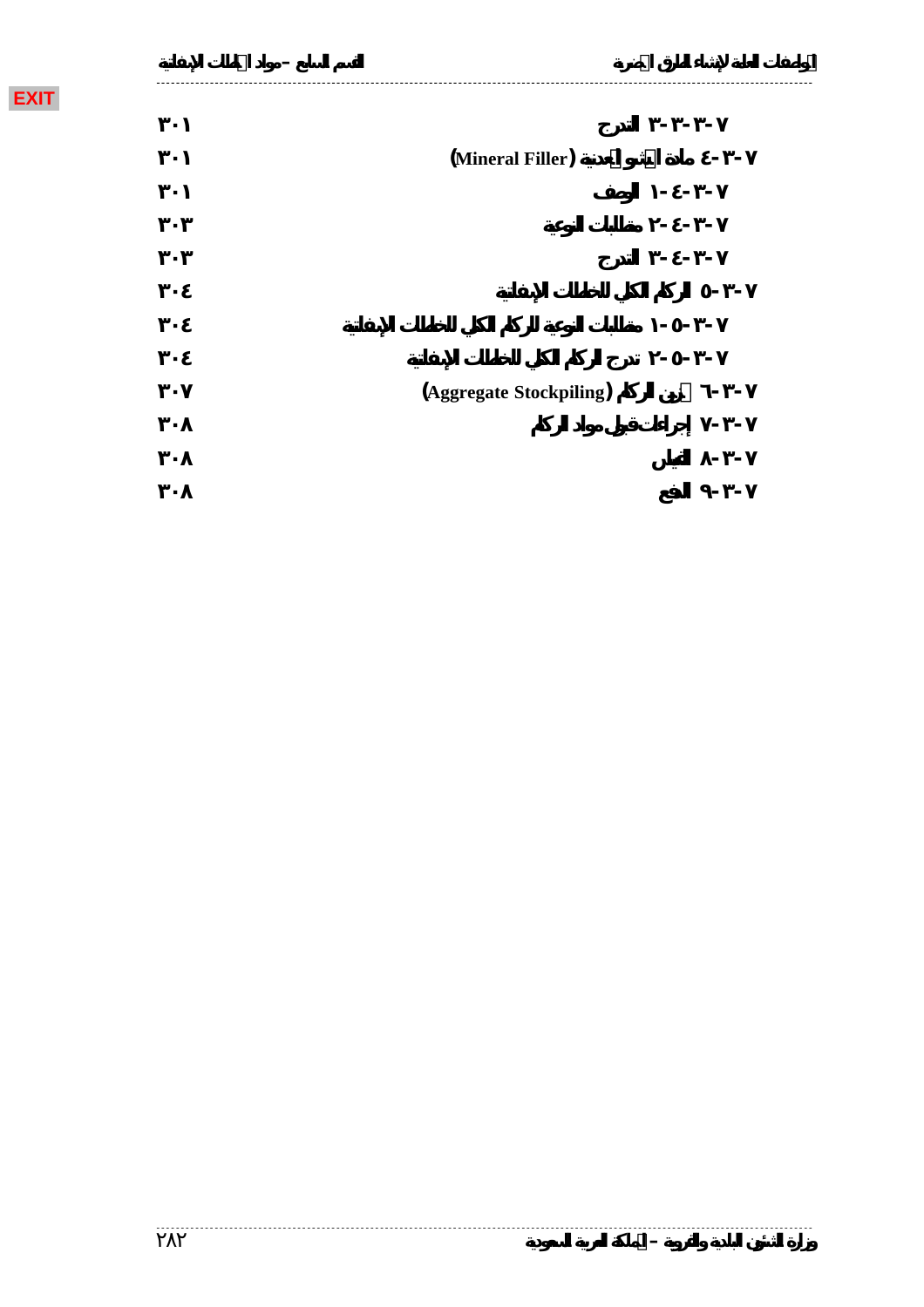| | |
|---|---|
| ٧-٣-٣-٣ التدرج | ٣٠١ |
| ٧-٣-٤ مادة الحشو المعدنية (Mineral Filler) | ٣٠١ |
| ٧-٣-٤-١ الوصف | ٣٠١ |
| ٧-٣-٤-٢ متطلبات النوعية | ٣٠٣ |
| ٧-٣-٤-٣ التدرج | ٣٠٣ |
| ٧-٣-٥ الركام الكلي للخلطات الإسفلتية | ٣٠٤ |
| ٧-٣-٥-١ متطلبات النوعية للركام الكلي للخلطات الإسفلتية | ٣٠٤ |
| ٧-٣-٥-٢ تدرج الركام الكلي للخلطات الإسفلتية | ٣٠٤ |
| ٧-٣-٦ تخزين الركام (Aggregate Stockpiling) | ٣٠٧ |
| ٧-٣-٧ إجراءات قبول مواد الركام | ٣٠٨ |
| ٧-٣-٨ القياس | ٣٠٨ |
| ٧-٣-٩ الدفع | ٣٠٨ |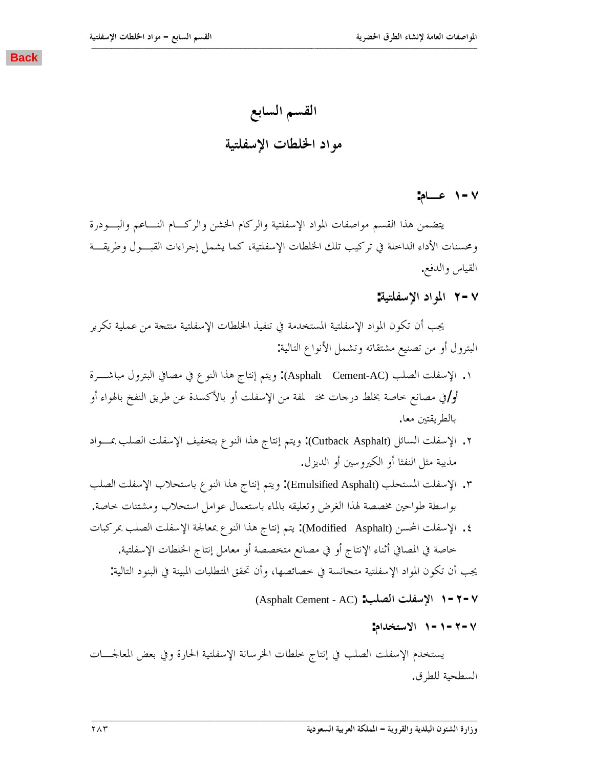# القسم السابع

## مواد الخلطات الإسفلتية

### ٧-١ عـــام:

يتضمن هذا القسم مواصفات المواد الإسفلتية والركام الخشن والركـــام النـــاعم والبـــودرة ومحسنات الأداء الداخلة في تركيب تلك الخلطات الإسفلتية، كما يشمل إجراءات القبـــول وطريقـــة القياس والدفع.

### ٧-٢ المواد الإسفلتية:

يجب أن تكون المواد الإسفلتية المستخدمة في تنفيذ الخلطات الإسفلتية منتجة من عملية تكرير البترول أو من تصنيع مشتقاته وتشمل الأنواع التالية:

١. الإسفلت الصلب (Asphalt Cement-AC): ويتم إنتاج هذا النوع في مصافي البترول مباشـــرة **أو/**في مصانع خاصة بخلط درجات مختلفة من الإسفلت أو بالأكسدة عن طريق النفخ بالهواء أو بالطريقتين معا.

٢. الإسفلت السائل (Cutback Asphalt): ويتم إنتاج هذا النوع بتخفيف الإسفلت الصلب بمـــواد مذيبة مثل النفثا أو الكيروسين أو الديزل.

٣. الإسفلت المستحلب (Emulsified Asphalt): ويتم إنتاج هذا النوع باستحلاب الإسفلت الصلب بواسطة طواحين مخصصة لهذا الغرض وتعليقه بالماء باستعمال عوامل استحلاب ومشتتات خاصة.

٤. الإسفلت المحسن (Modified Asphalt): يتم إنتاج هذا النوع بمعالجة الإسفلت الصلب بمركبات خاصة في المصافي أثناء الإنتاج أو في مصانع متخصصة أو معامل إنتاج الخلطات الإسفلتية.

يجب أن تكون المواد الإسفلتية متجانسة في خصائصها، وأن تحقق المتطلبات المبينة في البنود التالية:

#### ٧-٢-١ الإسفلت الصلب: (Asphalt Cement - AC)

##### ٧-٢-١-١ الاستخدام:

يستخدم الإسفلت الصلب في إنتاج خلطات الخرسانة الإسفلتية الحارة وفي بعض المعالجـــات السطحية للطرق.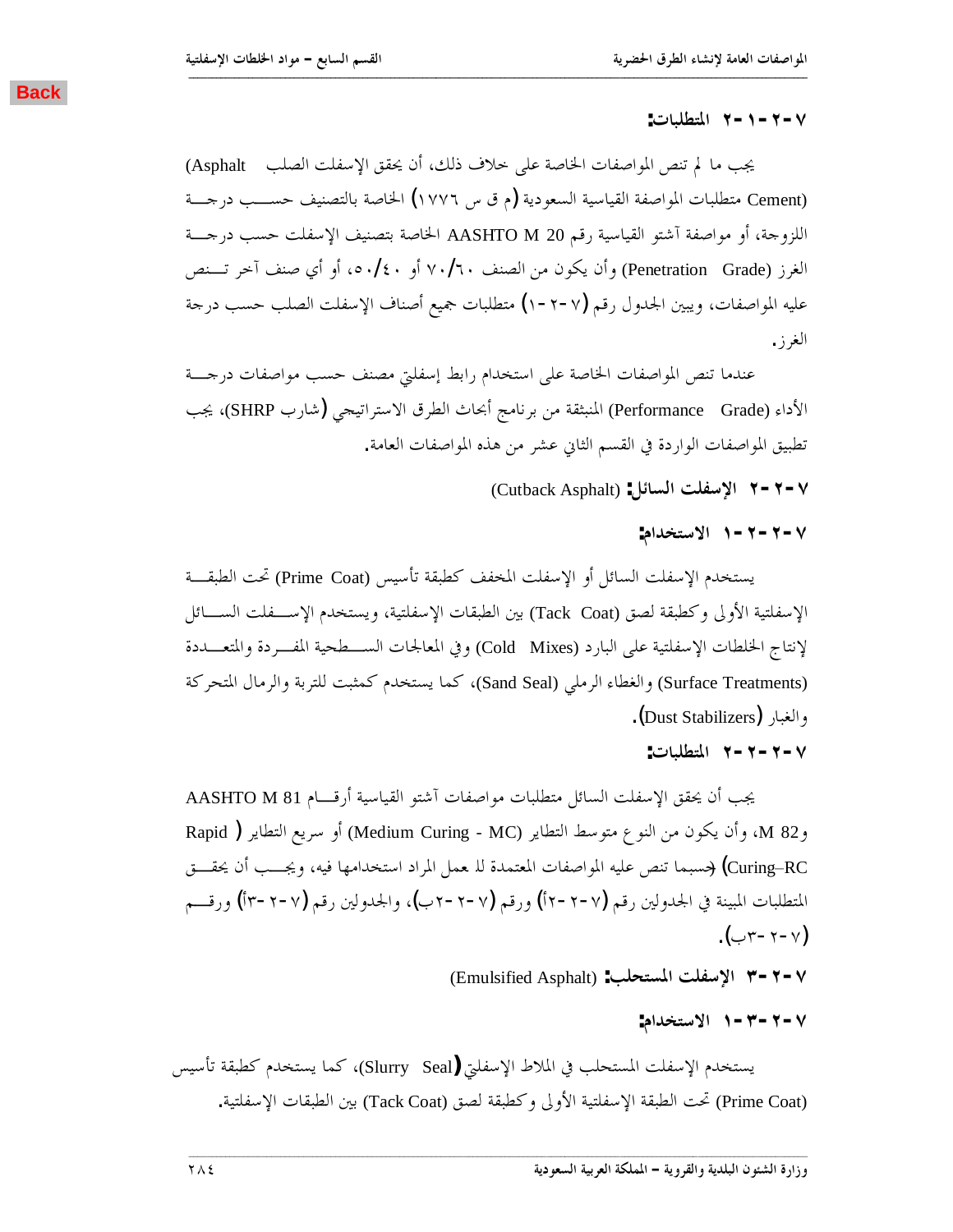#### ٧-٢-١-٢ المتطلبات:

يجب ما لم تنص المواصفات الخاصة على خلاف ذلك، أن يحقق الإسفلت الصلب (Asphalt Cement) متطلبات المواصفة القياسية السعودية (م ق س ١٧٧٦) الخاصة بالتصنيف حسب درجة اللزوجة، أو مواصفة آشتو القياسية رقم AASHTO M 20 الخاصة بتصنيف الإسفلت حسب درجة الغرز (Penetration Grade) وأن يكون من الصنف ٦٠/٧٠ أو ٤٠/٥٠، أو أي صنف آخر تنص عليه المواصفات، ويبين الجدول رقم (٧-٢-١) متطلبات جميع أصناف الإسفلت الصلب حسب درجة الغرز.

عندما تنص المواصفات الخاصة على استخدام رابط إسفلتي مصنف حسب مواصفات درجة الأداء (Performance Grade) المنبثقة من برنامج أبحاث الطرق الاستراتيجي (شارب SHRP)، يجب تطبيق المواصفات الواردة في القسم الثاني عشر من هذه المواصفات العامة.

### ٧-٢-٢ الإسفلت السائل: (Cutback Asphalt)

#### ٧-٢-٢-١ الاستخدام:

يستخدم الإسفلت السائل أو الإسفلت المخفف كطبقة تأسيس (Prime Coat) تحت الطبقة الإسفلتية الأولى وكطبقة لصق (Tack Coat) بين الطبقات الإسفلتية، ويستخدم الإسفلت السائل لإنتاج الخلطات الإسفلتية على البارد (Cold Mixes) وفي المعالجات السطحية المفردة والمتعددة (Surface Treatments) والغطاء الرملي (Sand Seal)، كما يستخدم كمثبت للتربة والرمال المتحركة والغبار (Dust Stabilizers).

#### ٧-٢-٢-٢ المتطلبات:

يجب أن يحقق الإسفلت السائل متطلبات مواصفات آشتو القياسية أرقام AASHTO M 81 و M 82، وأن يكون من النوع متوسط التطاير (Medium Curing - MC) أو سريع التطاير (Rapid Curing–RC) حسبما تنص عليه المواصفات المعتمدة للعمل المراد استخدامها فيه، ويجب أن يحقق المتطلبات المبينة في الجدولين رقم (٧-٢-٢أ) ورقم (٧-٢-٢ب)، والجدولين رقم (٧-٢-٣أ) ورقم (٧-٢-٣ب).

### ٧-٢-٣ الإسفلت المستحلب: (Emulsified Asphalt)

#### ٧-٢-٣-١ الاستخدام:

يستخدم الإسفلت المستحلب في الملاط الإسفلتي (Slurry Seal)، كما يستخدم كطبقة تأسيس (Prime Coat) تحت الطبقة الإسفلتية الأولى وكطبقة لصق (Tack Coat) بين الطبقات الإسفلتية.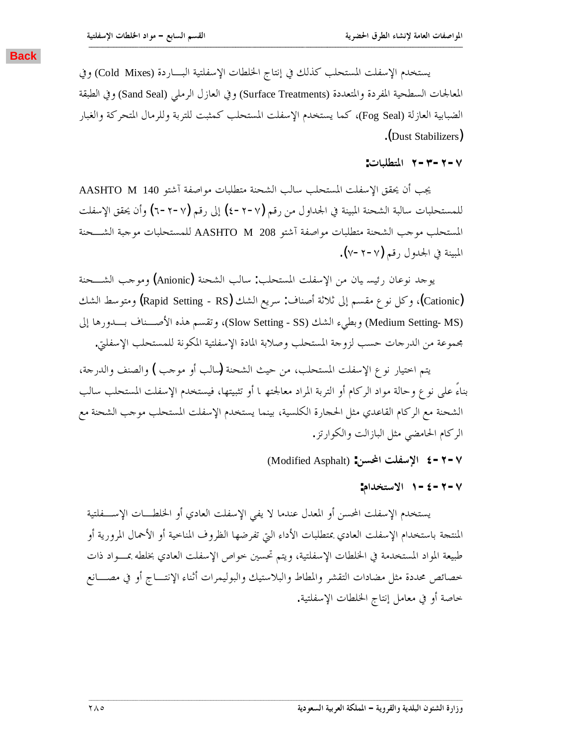يستخدم الإسفلت المستحلب كذلك في إنتاج الخلطات الإسفلتية البـــاردة (Cold Mixes) وفي المعالجات السطحية المفردة والمتعددة (Surface Treatments) وفي العازل الرملي (Sand Seal) وفي الطبقة الضبابية العازلة (Fog Seal)، كما يستخدم الإسفلت المستحلب كمثبت للتربة وللرمال المتحركة والغبار (Dust Stabilizers).

**٧-٢-٣-٢ المتطلبات:**

يجب أن يحقق الإسفلت المستحلب سالب الشحنة متطلبات مواصفة آشتو AASHTO M 140 للمستحلبات سالبة الشحنة المبينة في الجداول من رقم (٧-٢-٤) إلى رقم (٧-٢-٦) وأن يحقق الإسفلت المستحلب موجب الشحنة متطلبات مواصفة آشتو AASHTO M 208 للمستحلبات موجبة الشـــحنة المبينة في الجدول رقم (٧-٢-٧).

يوجد نوعان رئيسيان من الإسفلت المستحلب: سالب الشحنة (Anionic) وموجب الشـــحنة (Cationic)، وكل نوع مقسم إلى ثلاثة أصناف: سريع الشك (Rapid Setting - RS) ومتوسط الشك (Medium Setting- MS) وبطيء الشك (Slow Setting - SS)، وتقسم هذه الأصـــناف بـــدورها إلى مجموعة من الدرجات حسب لزوجة المستحلب وصلابة المادة الإسفلتية المكونة للمستحلب الإسفلتي.

يتم اختيار نوع الإسفلت المستحلب، من حيث الشحنة (سالب أو موجب) والصنف والدرجة، بناءً على نوع وحالة مواد الركام أو التربة المراد معالجتها أو تثبيتها، فيستخدم الإسفلت المستحلب سالب الشحنة مع الركام القاعدي مثل الحجارة الكلسية، بينما يستخدم الإسفلت المستحلب موجب الشحنة مع الركام الحامضي مثل البازلت والكوارتز.

**٧-٢-٤ الإسفلت المحسن:** (Modified Asphalt)

**٧-٢-٤-١ الاستخدام:**

يستخدم الإسفلت المحسن أو المعدل عندما لا يفي الإسفلت العادي أو الخلطـــات الإســـفلتية المنتجة باستخدام الإسفلت العادي بمتطلبات الأداء التي تفرضها الظروف المناخية أو الأحمال المرورية أو طبيعة المواد المستخدمة في الخلطات الإسفلتية، ويتم تحسين خواص الإسفلت العادي بخلطه بمـــواد ذات خصائص محددة مثل مضادات التقشر والمطاط والبلاستيك والبوليمرات أثناء الإنتـــاج أو في مصـــانع خاصة أو في معامل إنتاج الخلطات الإسفلتية.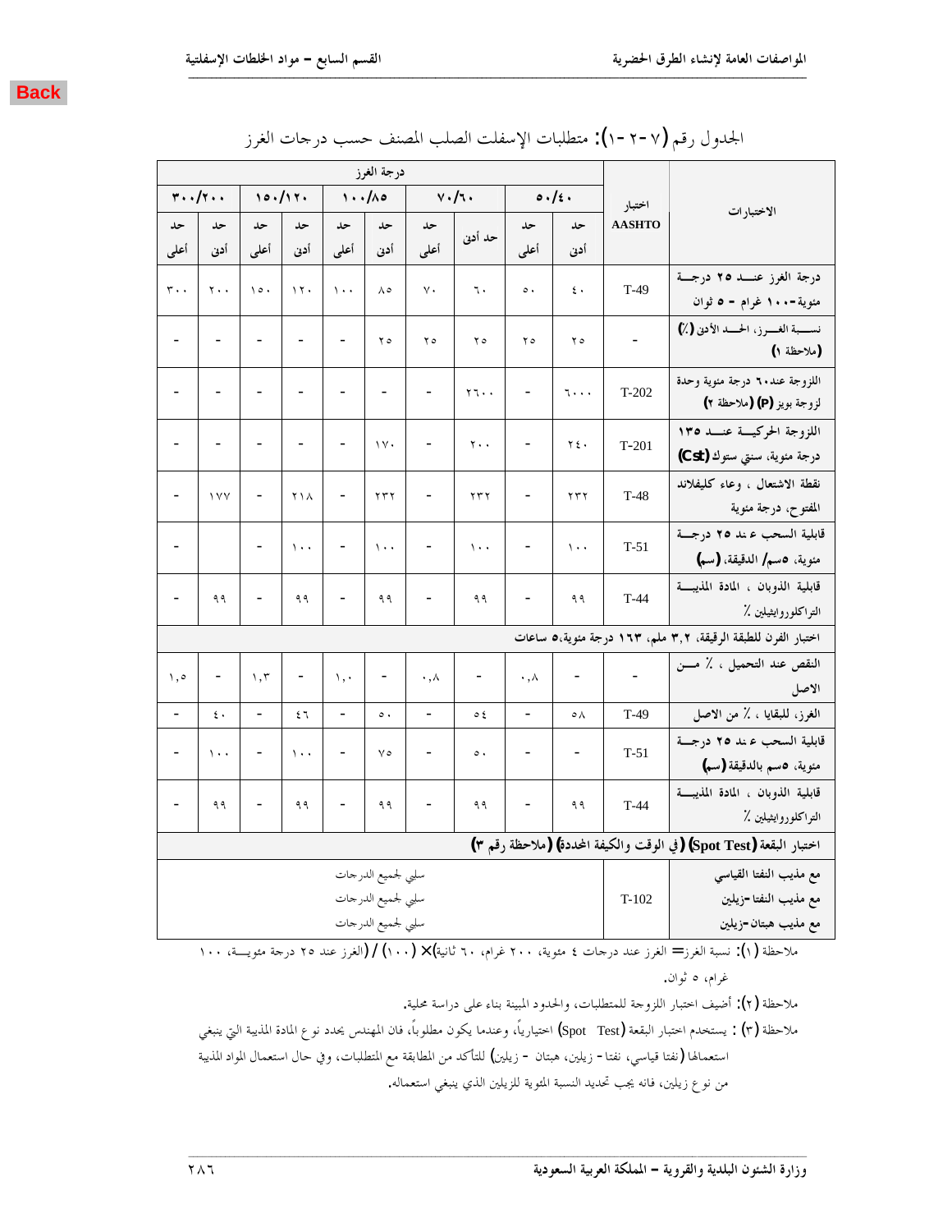Back

الجدول رقم (٧-٢-١): متطلبات الإسفلت الصلب المصنف حسب درجات الغرز

| الاختبارات | اختبار AASHTO | درجة الغرز ٤٠/٥٠ | | ٦٠/٧٠ | | ٨٥/١٠٠ | | ١٢٠/١٥٠ | | ٢٠٠/٣٠٠ | |
|---|---|---|---|---|---|---|---|---|---|---|---|
| | | حد أدنى | حد أعلى | حد أدنى | حد أعلى | حد أدنى | حد أعلى | حد أدنى | حد أعلى | حد أدنى | حد أعلى |
| درجة الغرز عند ٢٥ درجة مئوية-١٠٠ غرام - ٥ ثوان | T-49 | ٤٠ | ٥٠ | ٦٠ | ٧٠ | ٨٥ | ١٠٠ | ١٢٠ | ١٥٠ | ٢٠٠ | ٣٠٠ |
| نسبة الغرز، الحد الأدنى (٪) (ملاحظة ١) | - | ٢٥ | ٢٥ | ٢٥ | ٢٥ | ٢٥ | - | - | - | - | - |
| اللزوجة عند٦٠ درجة مئوية وحدة لزوجة بويز (P) (ملاحظة ٢) | T-202 | ٦٠٠٠ | - | ٢٦٠٠ | - | - | - | - | - | - | - |
| اللزوجة الحركية عند ١٣٥ درجة مئوية، سنتي ستوك (Cst) | T-201 | ٢٤٠ | - | ٢٠٠ | - | ١٧٠ | - | - | - | - | - |
| نقطة الاشتعال ، وعاء كليفلاند المفتوح، درجة مئوية | T-48 | ٢٣٢ | - | ٢٣٢ | - | ٢٣٢ | - | ٢١٨ | - | ١٧٧ | - |
| قابلية السحب عند ٢٥ درجة مئوية، ٥سم/ الدقيقة، (سم) | T-51 | ١٠٠ | - | ١٠٠ | - | ١٠٠ | - | ١٠٠ | - | | - |
| قابلية الذوبان ، المادة المذيبة التراكلوروايثيلين ٪ | T-44 | ٩٩ | - | ٩٩ | - | ٩٩ | - | ٩٩ | - | ٩٩ | - |
| اختبار الفرن للطبقة الرقيقة، ٣,٢ ملم، ١٦٣ درجة مئوية،٥ ساعات | | | | | | | | | | | |
| النقص عند التحميل ، ٪ من الاصل | - | - | ٠,٨ | - | ٠,٨ | - | ١,٠ | - | ١,٣ | - | ١,٥ |
| الغرز، للبقايا ، ٪ من الاصل | T-49 | ٥٨ | - | ٥٤ | - | ٥٠ | - | ٤٦ | - | ٤٠ | - |
| قابلية السحب عند ٢٥ درجة مئوية، ٥سم بالدقيقة (سم) | T-51 | - | - | ٥٠ | - | ٧٥ | - | ١٠٠ | - | ١٠٠ | - |
| قابلية الذوبان ، المادة المذيبة التراكلوروايثيلين ٪ | T-44 | ٩٩ | - | ٩٩ | - | ٩٩ | - | ٩٩ | - | ٩٩ | - |
| اختبار البقعة (Spot Test) (في الوقت والكيفية المحددة) (ملاحظة رقم ٣) | | | | | | | | | | | |
| مع مذيب النفثا القياسي | T-102 | سلبي لجميع الدرجات | | | | | | | | | |
| مع مذيب النفثا-زيلين | | سلبي لجميع الدرجات | | | | | | | | | |
| مع مذيب هبتان-زيلين | | سلبي لجميع الدرجات | | | | | | | | | |

ملاحظة (١): نسبة الغرز= الغرز عند درجات ٤ مئوية، ٢٠٠ غرام، ٦٠ ثانية)× (١٠٠) / (الغرز عند ٢٥ درجة مئوية، ١٠٠ غرام، ٥ ثوان.

ملاحظة (٢): أضيف اختبار اللزوجة للمتطلبات، والحدود المبينة بناء على دراسة محلية.

ملاحظة (٣) : يستخدم اختبار البقعة (Spot Test) اختيارياً، وعندما يكون مطلوباً، فان المهندس يحدد نوع المادة المذيبة التي ينبغي استعمالها (نفتا قياسي، نفتا - زيلين، هبتان - زيلين) للتأكد من المطابقة مع المتطلبات، وفي حال استعمال المواد المذيبة من نوع زيلين، فانه يجب تحديد النسبة المئوية للزيلين الذي ينبغي استعماله.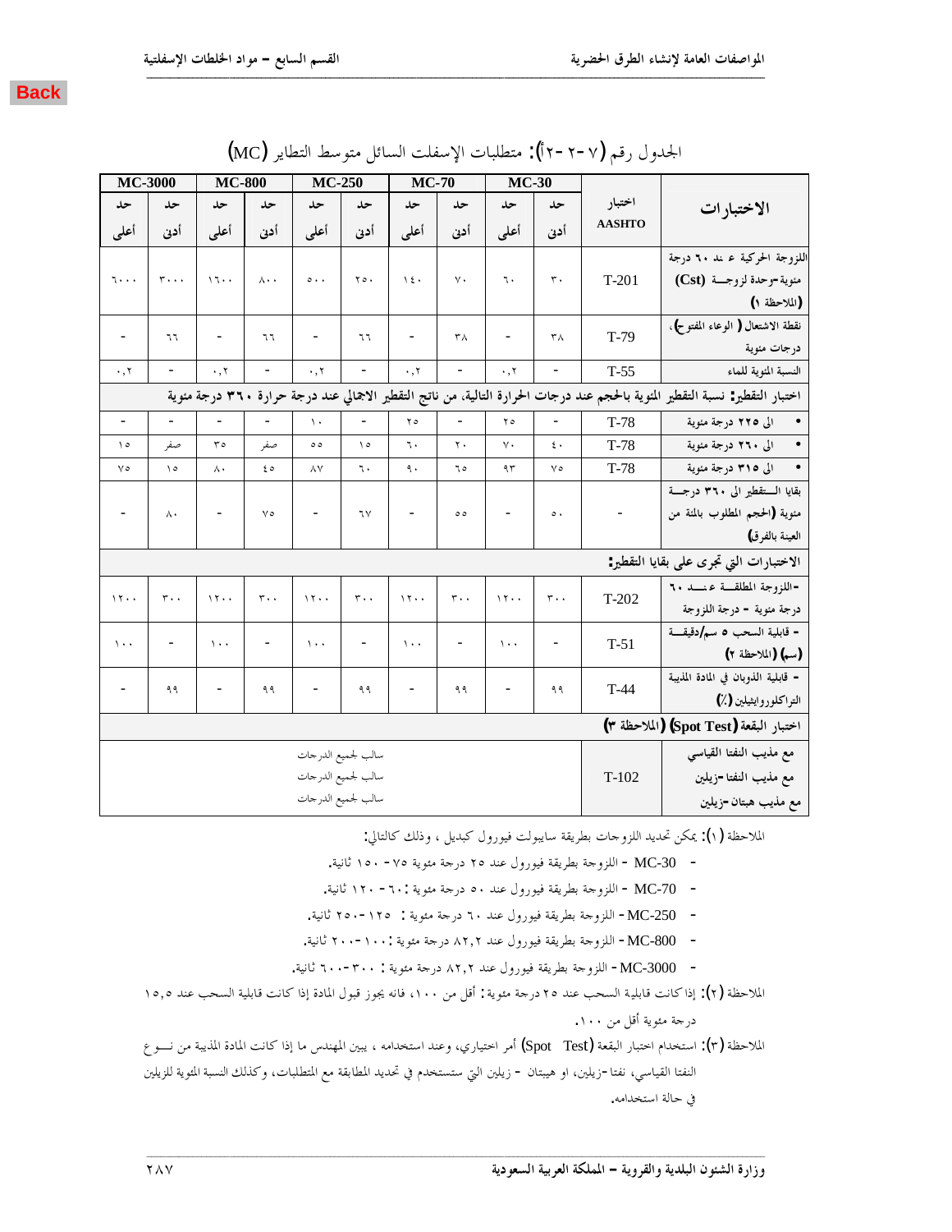Back

الجدول رقم (٧-٢-٢أ): متطلبات الإسفلت السائل متوسط التطاير (MC)

| الاختبارات | اختبار AASHTO | MC-30 | | MC-70 | | MC-250 | | MC-800 | | MC-3000 | |
|---|---|---|---|---|---|---|---|---|---|---|---|
| | | حد أدنى | حد أعلى | حد أدنى | حد أعلى | حد أدنى | حد أعلى | حد أدنى | حد أعلى | حد أدنى | حد أعلى |
| اللزوجة الحركية عند ٦٠ درجة مئوية-وحدة لزوجة (Cst) (الملاحظة ١) | T-201 | ٣٠ | ٦٠ | ٧٠ | ١٤٠ | ٢٥٠ | ٥٠٠ | ٨٠٠ | ١٦٠٠ | ٣٠٠٠ | ٦٠٠٠ |
| نقطة الاشتعال ( الوعاء المفتوح)، درجات مئوية | T-79 | ٣٨ | - | ٣٨ | - | ٦٦ | - | ٦٦ | - | ٦٦ | - |
| النسبة المئوية للماء | T-55 | - | ٠,٢ | - | ٠,٢ | - | ٠,٢ | - | ٠,٢ | - | ٠,٢ |
| **اختبار التقطير:** نسبة التقطير المئوية بالحجم عند درجات الحرارة التالية، من ناتج التقطير الاجمالي عند درجة حرارة ٣٦٠ درجة مئوية | | | | | | | | | | | |
| • الى ٢٢٥ درجة مئوية | T-78 | - | ٢٥ | - | ٢٥ | - | ١٠ | - | - | - | - |
| • الى ٢٦٠ درجة مئوية | T-78 | ٤٠ | ٧٠ | ٢٠ | ٦٠ | ١٥ | ٥٥ | صفر | ٣٥ | صفر | ١٥ |
| • الى ٣١٥ درجة مئوية | T-78 | ٧٥ | ٩٣ | ٦٥ | ٩٠ | ٦٠ | ٨٧ | ٤٥ | ٨٠ | ١٥ | ٧٥ |
| بقايا التقطير الى ٣٦٠ درجة مئوية (الحجم المطلوب بالمئة من العينة بالفرق) | - | ٥٠ | - | ٥٥ | - | ٦٧ | - | ٧٥ | - | ٨٠ | - |
| **الاختبارات التي تجرى على بقايا التقطير:** | | | | | | | | | | | |
| -اللزوجة المطلقة عند ٦٠ درجة مئوية - درجة اللزوجة | T-202 | ٣٠٠ | ١٢٠٠ | ٣٠٠ | ١٢٠٠ | ٣٠٠ | ١٢٠٠ | ٣٠٠ | ١٢٠٠ | ٣٠٠ | ١٢٠٠ |
| - قابلية السحب ٥ سم/دقيقة (سم) (الملاحظة ٢) | T-51 | - | ١٠٠ | - | ١٠٠ | - | ١٠٠ | - | ١٠٠ | - | ١٠٠ |
| - قابلية الذوبان في المادة المذيبة التراكلوروايثيلين (٪) | T-44 | ٩٩ | - | ٩٩ | - | ٩٩ | - | ٩٩ | - | ٩٩ | - |
| **اختبار البقعة (Spot Test) (الملاحظة ٣)** | | | | | | | | | | | |
| مع مذيب النفتا القياسي | T-102 | سالب لجميع الدرجات | | | | | | | | | |
| مع مذيب النفتا-زيلين | | سالب لجميع الدرجات | | | | | | | | | |
| مع مذيب هبتان-زيلين | | سالب لجميع الدرجات | | | | | | | | | |

الملاحظة (١): يمكن تحديد اللزوجات بطريقة سايبولت فيورول كبديل ، وذلك كالتالي:

- MC-30 - اللزوجة بطريقة فيورول عند ٢٥ درجة مئوية ٧٥- ١٥٠ ثانية.
- MC-70 - اللزوجة بطريقة فيورول عند ٥٠ درجة مئوية : ٦٠- ١٢٠ ثانية.
- MC-250 - اللزوجة بطريقة فيورول عند ٦٠ درجة مئوية : ١٢٥-٢٥٠ ثانية.
- MC-800 - اللزوجة بطريقة فيورول عند ٨٢,٢ درجة مئوية : ١٠٠-٢٠٠ ثانية.
- MC-3000 - اللزوجة بطريقة فيورول عند ٨٢,٢ درجة مئوية : ٣٠٠-٦٠٠ ثانية.

الملاحظة (٢): إذا كانت قابلية السحب عند ٢٥ درجة مئوية : أقل من ١٠٠، فانه يجوز قبول المادة إذا كانت قابلية السحب عند ١٥,٥ درجة مئوية أقل من ١٠٠.

الملاحظة (٣): استخدام اختبار البقعة (Spot Test) أمر اختياري، وعند استخدامه ، يبين المهندس ما إذا كانت المادة المذيبة من نوع النفتا القياسي، نفتا-زيلين، او هيبتان - زيلين التي ستستخدم في تحديد المطابقة مع المتطلبات، وكذلك النسبة المئوية للزيلين في حالة استخدامه.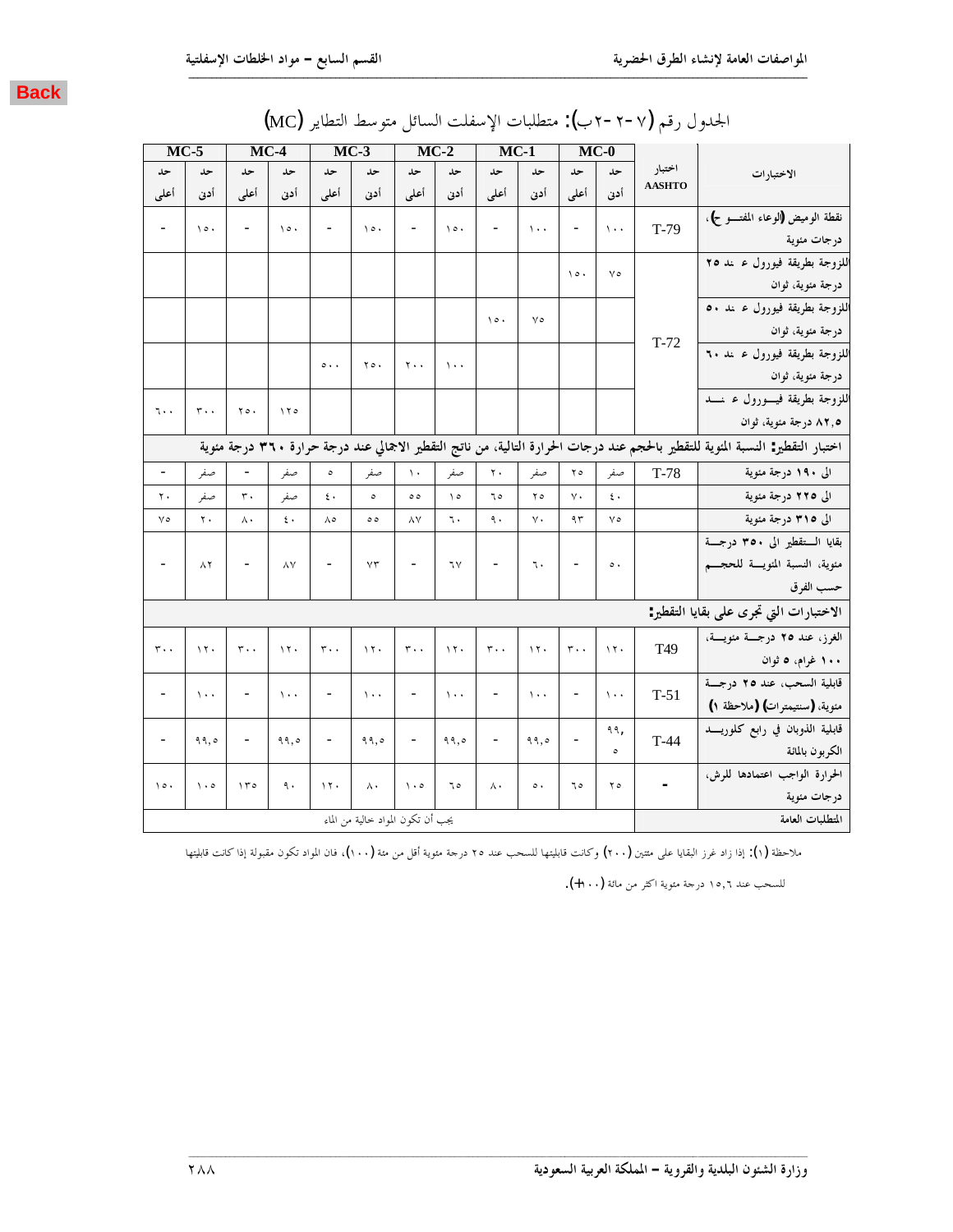Back

الجدول رقم (٧-٢-٢ب): متطلبات الإسفلت السائل متوسط التطاير (MC)

| الاختبارات | اختبار AASHTO | MC-0 حد أدنى | MC-0 حد أعلى | MC-1 حد أدنى | MC-1 حد أعلى | MC-2 حد أدنى | MC-2 حد أعلى | MC-3 حد أدنى | MC-3 حد أعلى | MC-4 حد أدنى | MC-4 حد أعلى | MC-5 حد أدنى | MC-5 حد أعلى |
|---|---|---|---|---|---|---|---|---|---|---|---|---|---|
| نقطة الوميض (الوعاء المفتوح)، درجات مئوية | T-79 | ١٠٠ | - | ١٠٠ | - | ١٥٠ | - | ١٥٠ | - | ١٥٠ | - | ١٥٠ | - |
| اللزوجة بطريقة فيورول عند ٢٥ درجة مئوية، ثوان | T-72 | ٧٥ | ١٥٠ | | | | | | | | | | |
| اللزوجة بطريقة فيورول عند ٥٠ درجة مئوية، ثوان | | | | ٧٥ | ١٥٠ | | | | | | | | |
| اللزوجة بطريقة فيورول عند ٦٠ درجة مئوية، ثوان | | | | | | ١٠٠ | ٢٠٠ | ٢٥٠ | ٥٠٠ | | | | |
| اللزوجة بطريقة فيورول عند ٨٢,٥ درجة مئوية، ثوان | | | | | | | | | | ١٢٥ | ٢٥٠ | ٣٠٠ | ٦٠٠ |
| **اختبار التقطير: النسبة المئوية للتقطير بالحجم عند درجات الحرارة التالية، من ناتج التقطير الاجمالي عند درجة حرارة ٣٦٠ درجة مئوية** | | | | | | | | | | | | | |
| الى ١٩٠ درجة مئوية | T-78 | صفر | ٢٥ | صفر | ٢٠ | صفر | ١٠ | صفر | ٥ | صفر | - | صفر | - |
| الى ٢٢٥ درجة مئوية | | ٤٠ | ٧٠ | ٢٥ | ٦٥ | ١٥ | ٥٥ | ٥ | ٤٠ | صفر | ٣٠ | صفر | ٢٠ |
| الى ٣١٥ درجة مئوية | | ٧٥ | ٩٣ | ٧٠ | ٩٠ | ٦٠ | ٨٧ | ٥٥ | ٨٥ | ٤٠ | ٨٠ | ٢٠ | ٧٥ |
| بقايا التقطير الى ٣٥٠ درجة مئوية، النسبة المئوية للحجم حسب الفرق | | ٥٠ | - | ٦٠ | - | ٦٧ | - | ٧٣ | - | ٨٧ | - | ٨٢ | - |
| **الاختبارات التي تجرى على بقايا التقطير:** | | | | | | | | | | | | | |
| الغرز، عند ٢٥ درجة مئوية، ١٠٠ غرام، ٥ ثوان | T49 | ١٢٠ | ٣٠٠ | ١٢٠ | ٣٠٠ | ١٢٠ | ٣٠٠ | ١٢٠ | ٣٠٠ | ١٢٠ | ٣٠٠ | ١٢٠ | ٣٠٠ |
| قابلية السحب، عند ٢٥ درجة مئوية، (سنتيمترات) (ملاحظة ١) | T-51 | ١٠٠ | - | ١٠٠ | - | ١٠٠ | - | ١٠٠ | - | ١٠٠ | - | ١٠٠ | - |
| قابلية الذوبان في رابع كلوريد الكربون بالمائة | T-44 | ٩٩,٥ | - | ٩٩,٥ | - | ٩٩,٥ | - | ٩٩,٥ | - | ٩٩,٥ | - | ٩٩,٥ | - |
| الحرارة الواجب اعتمادها للرش، درجات مئوية | - | ٢٥ | ٦٥ | ٥٠ | ٨٠ | ٦٥ | ١٠٥ | ٨٠ | ١٢٠ | ٩٠ | ١٣٥ | ١٠٥ | ١٥٠ |
| المتطلبات العامة | يجب أن تكون المواد خالية من الماء | | | | | | | | | | | | |

ملاحظة (١): إذا زاد غرز البقايا على مئتين (٢٠٠) وكانت قابليتها للسحب عند ٢٥ درجة مئوية أقل من مئة (١٠٠)، فان المواد تكون مقبولة إذا كانت قابليتها للسحب عند ١٥,٦ درجة مئوية اكثر من مائة (١٠٠+).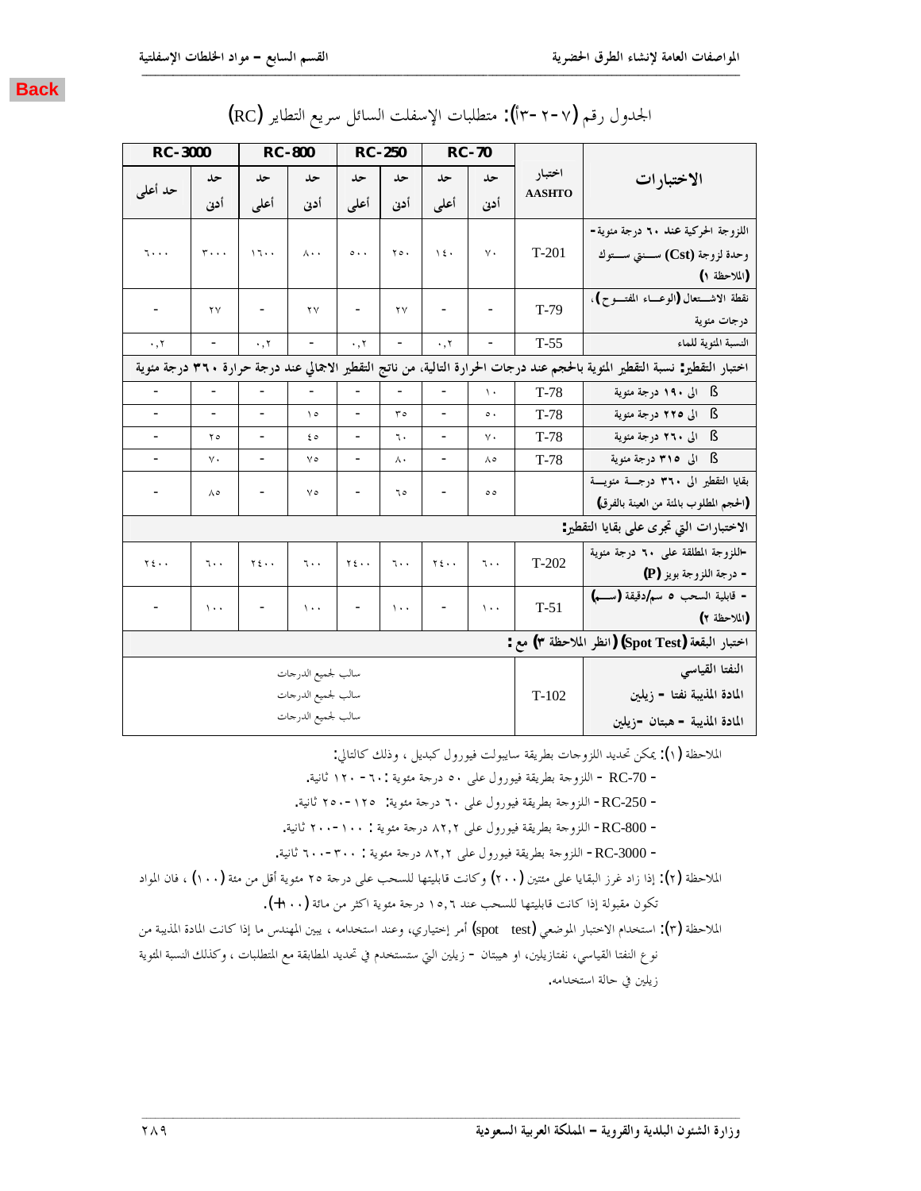Back

الجدول رقم (٧-٢-٣أ): متطلبات الإسفلت السائل سريع التطاير (RC)

| الاختبارات | اختبار AASHTO | RC-70 حد أدنى | RC-70 حد أعلى | RC-250 حد أدنى | RC-250 حد أعلى | RC-800 حد أدنى | RC-800 حد أعلى | RC-3000 حد أدنى | RC-3000 حد أعلى |
|---|---|---|---|---|---|---|---|---|---|
| اللزوجة الحركية عند ٦٠ درجة مئوية - وحدة لزوجة (Cst) سنتي ستوك (الملاحظة ١) | T-201 | ٧٠ | ١٤٠ | ٢٥٠ | ٥٠٠ | ٨٠٠ | ١٦٠٠ | ٣٠٠٠ | ٦٠٠٠ |
| نقطة الاشتعال (الوعاء المفتوح)، درجات مئوية | T-79 | - | - | ٢٧ | - | ٢٧ | - | ٢٧ | - |
| النسبة المئوية للماء | T-55 | - | ٠,٢ | - | ٠,٢ | - | ٠,٢ | - | ٠,٢ |
| **اختبار التقطير:** نسبة التقطير المئوية بالحجم عند درجات الحرارة التالية، من ناتج التقطير الاجمالي عند درجة حرارة ٣٦٠ درجة مئوية | | | | | | | | | |
| ß الى ١٩٠ درجة مئوية | T-78 | ١٠ | - | - | - | - | - | - | - |
| ß الى ٢٢٥ درجة مئوية | T-78 | ٥٠ | - | ٣٥ | - | ١٥ | - | - | - |
| ß الى ٢٦٠ درجة مئوية | T-78 | ٧٠ | - | ٦٠ | - | ٤٥ | - | ٢٥ | - |
| ß الى ٣١٥ درجة مئوية | T-78 | ٨٥ | - | ٨٠ | - | ٧٥ | - | ٧٠ | - |
| بقايا التقطير الى ٣٦٠ درجة مئوية (الحجم المطلوب بالمئة من العينة بالفرق) | | ٥٥ | - | ٦٥ | - | ٧٥ | - | ٨٥ | - |
| **الاختبارات التي تجرى على بقايا التقطير:** | | | | | | | | | |
| -اللزوجة المطلقة على ٦٠ درجة مئوية - درجة اللزوجة بويز (P) | T-202 | ٦٠٠ | ٢٤٠٠ | ٦٠٠ | ٢٤٠٠ | ٦٠٠ | ٢٤٠٠ | ٦٠٠ | ٢٤٠٠ |
| - قابلية السحب ٥ سم/دقيقة (سم) (الملاحظة ٢) | T-51 | ١٠٠ | - | ١٠٠ | - | ١٠٠ | - | ١٠٠ | - |
| **اختبار البقعة (Spot Test) (انظر الملاحظة ٣) مع :** | | | | | | | | | |
| النفتا القياسي | T-102 | سالب لجميع الدرجات | | | | | | | |
| المادة المذيبة نفتا - زيلين | | سالب لجميع الدرجات | | | | | | | |
| المادة المذيبة - هبتان -زيلين | | سالب لجميع الدرجات | | | | | | | |

الملاحظة (١): يمكن تحديد اللزوجات بطريقة سايبولت فيورول كبديل ، وذلك كالتالي:

- RC-70 - اللزوجة بطريقة فيورول على ٥٠ درجة مئوية :٦٠- ١٢٠ ثانية.
- RC-250 - اللزوجة بطريقة فيورول على ٦٠ درجة مئوية: ١٢٥-٢٥٠ ثانية.
- RC-800 - اللزوجة بطريقة فيورول على ٨٢,٢ درجة مئوية : ١٠٠-٢٠٠ ثانية.
- RC-3000 - اللزوجة بطريقة فيورول على ٨٢,٢ درجة مئوية : ٣٠٠-٦٠٠ ثانية.

الملاحظة (٢): إذا زاد غرز البقايا على مئتين (٢٠٠) وكانت قابليتها للسحب على درجة ٢٥ مئوية أقل من مئة (١٠٠) ، فان المواد تكون مقبولة إذا كانت قابليتها للسحب عند ١٥,٦ درجة مئوية اكثر من مائة (١٠٠+).

الملاحظة (٣): استخدام الاختبار الموضعي (spot test) أمر إختياري، وعند استخدامه ، يبين المهندس ما إذا كانت المادة المذيبة من نوع النفتا القياسي، نفتازيلين، او هيبتان - زيلين التي ستستخدم في تحديد المطابقة مع المتطلبات ، وكذلك النسبة المئوية زيلين في حالة استخدامه.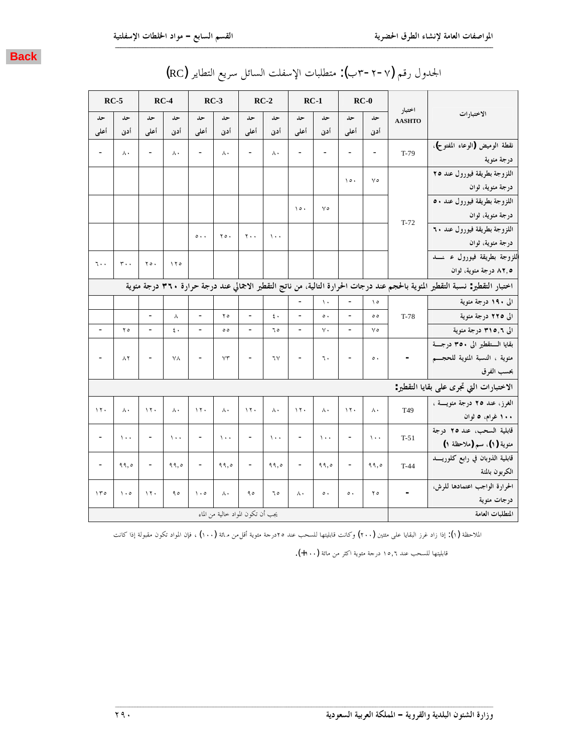Back

## الجدول رقم (٧-٢-٣ب): متطلبات الإسفلت السائل سريع التطاير (RC)

| الاختبارات | اختبار AASHTO | RC-0 | | RC-1 | | RC-2 | | RC-3 | | RC-4 | | RC-5 | |
|---|---|---|---|---|---|---|---|---|---|---|---|---|---|
| | | حد أدنى | حد أعلى | حد أدنى | حد أعلى | حد أدنى | حد أعلى | حد أدنى | حد أعلى | حد أدنى | حد أعلى | حد أدنى | حد أعلى |
| نقطة الوميض (الوعاء المفتوح)، درجة مئوية | T-79 | - | - | - | - | ٨٠ | - | ٨٠ | - | ٨٠ | - | ٨٠ | - |
| اللزوجة بطريقة فيورول عند ٢٥ درجة مئوية، ثوان | T-72 | ٧٥ | ١٥٠ | | | | | | | | | | |
| اللزوجة بطريقة فيورول عند ٥٠ درجة مئوية، ثوان | | | | ٧٥ | ١٥٠ | | | | | | | | |
| اللزوجة بطريقة فيورول عند ٦٠ درجة مئوية، ثوان | | | | | | ١٠٠ | ٢٠٠ | ٢٥٠ | ٥٠٠ | | | | |
| اللزوجة بطريقة فيورول عند ٨٢,٥ درجة مئوية، ثوان | | | | | | | | | | ١٢٥ | ٢٥٠ | ٣٠٠ | ٦٠٠ |
| اختبار التقطير: نسبة التقطير المئوية بالحجم عند درجات الحرارة التالية، من ناتج التقطير الاجمالي عند درجة حرارة ٣٦٠ درجة مئوية | | | | | | | | | | | | | |
| الى ١٩٠ درجة مئوية | T-78 | ١٥ | - | ١٠ | - | | | | | | | | |
| الى ٢٢٥ درجة مئوية | | ٥٥ | - | ٥٠ | - | ٤٠ | - | ٢٥ | - | ٨ | - | | |
| الى ٣١٥,٦ درجة مئوية | | ٧٥ | - | ٧٠ | - | ٦٥ | - | ٥٥ | - | ٤٠ | - | ٢٥ | - |
| بقايا التقطير الى ٣٥٠ درجة مئوية ، النسبة المئوية للحجم بحسب الفرق | - | ٥٠ | - | ٦٠ | - | ٦٧ | - | ٧٣ | - | ٧٨ | - | ٨٢ | - |
| الاختبارات التي تجرى على بقايا التقطير: | | | | | | | | | | | | | |
| الغرز، عند ٢٥ درجة مئوية ، ١٠٠ غرام، ٥ ثوان | T49 | ٨٠ | ١٢٠ | ٨٠ | ١٢٠ | ٨٠ | ١٢٠ | ٨٠ | ١٢٠ | ٨٠ | ١٢٠ | ٨٠ | ١٢٠ |
| قابلية السحب، عند ٢٥ درجة مئوية (١)، سم (ملاحظة ١) | T-51 | ١٠٠ | - | ١٠٠ | - | ١٠٠ | - | ١٠٠ | - | ١٠٠ | - | ١٠٠ | - |
| قابلية الذوبان في رابع كلوريد الكربون بالمئة | T-44 | ٩٩,٥ | - | ٩٩,٥ | - | ٩٩,٥ | - | ٩٩,٥ | - | ٩٩,٥ | - | ٩٩,٥ | - |
| الحرارة الواجب اعتمادها للرش، درجات مئوية | - | ٢٥ | ٥٠ | ٥٠ | ٨٠ | ٦٥ | ٩٥ | ٨٠ | ١٠٥ | ٩٥ | ١٢٠ | ١٠٥ | ١٣٥ |
| المتطلبات العامة | يجب أن تكون المواد خالية من الماء | | | | | | | | | | | | |

الملاحظة (١): إذا زاد غرز البقايا على مئتين (٢٠٠) وكانت قابليتها للسحب عند ٢٥درجة مئوية أقل من مائة (١٠٠) ، فإن المواد تكون مقبولة إذا كانت قابليتها للسحب عند ١٥,٦ درجة مئوية اكثر من مائة (١٠٠).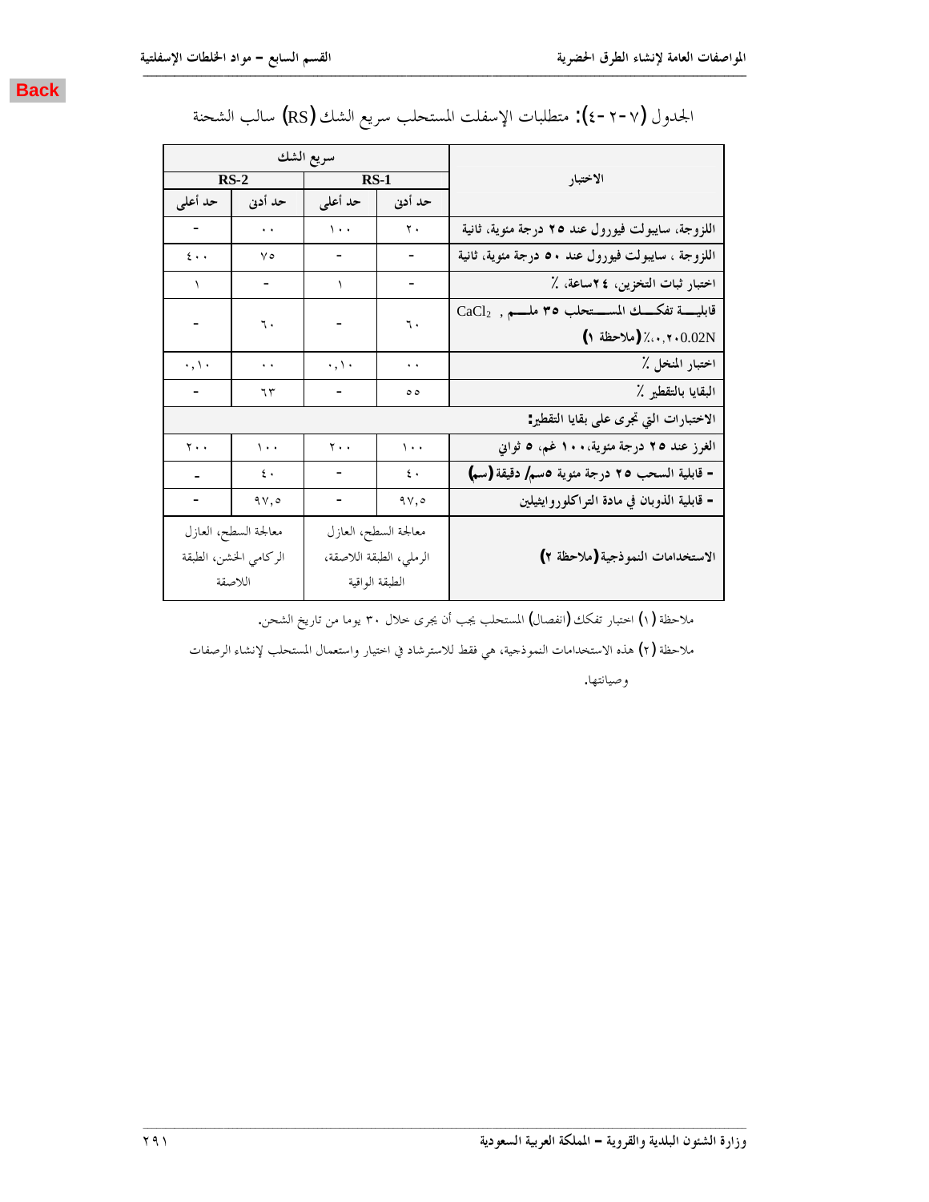الجدول (٧-٢-٤): متطلبات الإسفلت المستحلب سريع الشك (RS) سالب الشحنة

| الاختبار | سريع الشك | | | |
|---|---|---|---|---|
| | RS-1 | | RS-2 | |
| | حد أدنى | حد أعلى | حد أدنى | حد أعلى |
| اللزوجة، سايبولت فيورول عند ٢٥ درجة مئوية، ثانية | ٢٠ | ١٠٠ | ٠٠ | - |
| اللزوجة ، سايبولت فيورول عند ٥٠ درجة مئوية، ثانية | - | - | ٧٥ | ٤٠٠ |
| اختبار ثبات التخزين، ٢٤ساعة، ٪ | - | ١ | - | ١ |
| قابلية تفكك المستحلب ٣٥ ملم , $CaCl_2$ 0.02N٠,٠٢،٪ (ملاحظة ١) | ٦٠ | - | ٦٠ | - |
| اختبار المنخل ٪ | ٠٠ | ٠,١٠ | ٠٠ | ٠,١٠ |
| البقايا بالتقطير ٪ | ٥٥ | - | ٦٣ | - |
| **الاختبارات التي تجرى على بقايا التقطير:** | | | | |
| الغرز عند ٢٥ درجة مئوية،١٠٠ غم، ٥ ثواني | ١٠٠ | ٢٠٠ | ١٠٠ | ٢٠٠ |
| - قابلية السحب ٢٥ درجة مئوية ٥سم/ دقيقة (سم) | ٤٠ | - | ٤٠ | - |
| - قابلية الذوبان في مادة التراكلوروايثيلين | ٩٧,٥ | - | ٩٧,٥ | - |
| **الاستخدامات النموذجية (ملاحظة ٢)** | معالجة السطح، العازل الرملي، الطبقة اللاصقة، الطبقة الواقية | | معالجة السطح، العازل الركامي الخشن، الطبقة اللاصقة | |

ملاحظة (١) اختبار تفكك (انفصال) المستحلب يجب أن يجرى خلال ٣٠ يوما من تاريخ الشحن.

ملاحظة (٢) هذه الاستخدامات النموذجية، هي فقط للاسترشاد في اختيار واستعمال المستحلب لإنشاء الرصفات وصيانتها.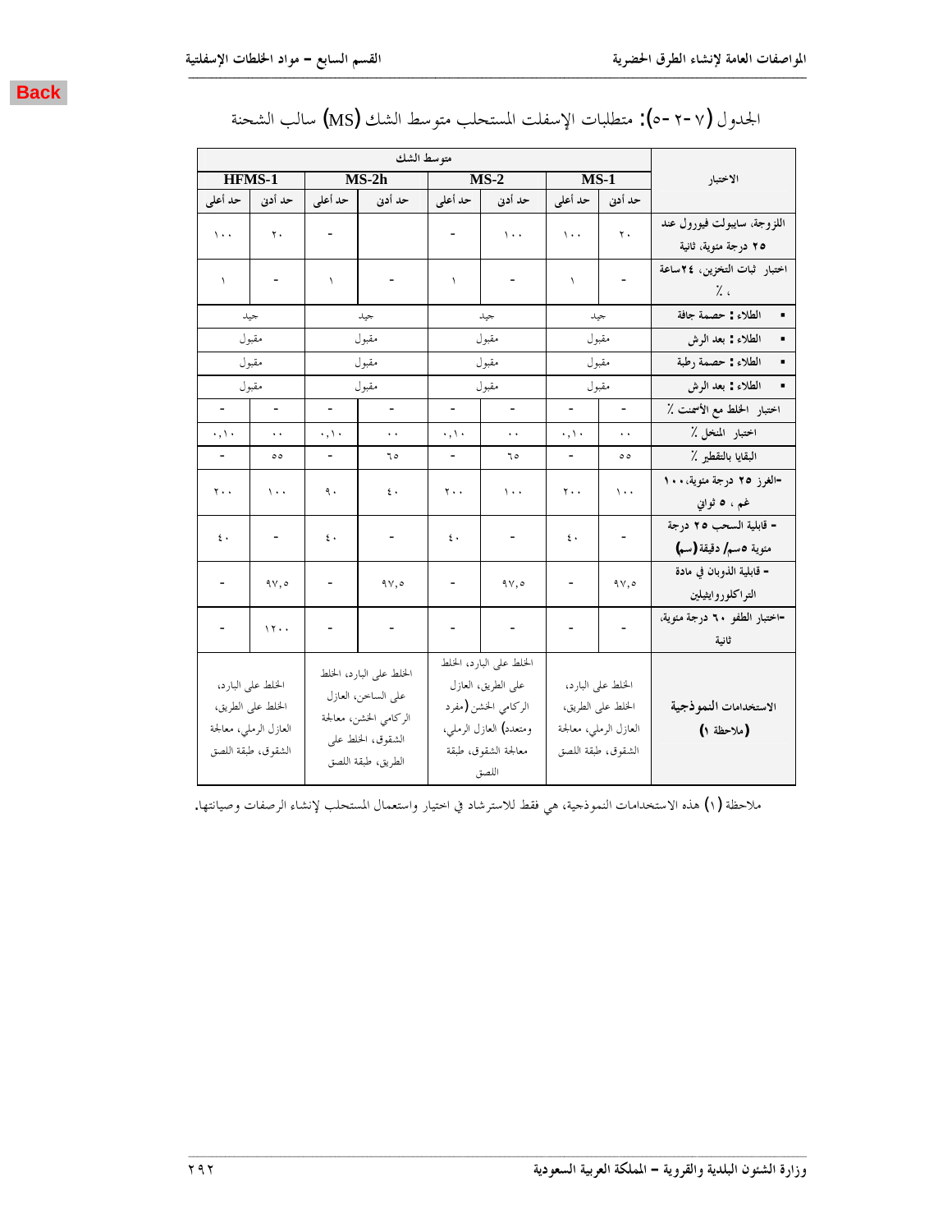Back

الجدول (٧-٢-٥): متطلبات الإسفلت المستحلب متوسط الشك (MS) سالب الشحنة

| الاختبار | متوسط الشك | | | | | | | |
|---|---|---|---|---|---|---|---|---|
| | MS-1 | | MS-2 | | MS-2h | | HFMS-1 | |
| | حد أدنى | حد أعلى | حد أدنى | حد أعلى | حد أدنى | حد أعلى | حد أدنى | حد أعلى |
| اللزوجة، سايبولت فيورول عند ٢٥ درجة مئوية، ثانية | ٢٠ | ١٠٠ | ١٠٠ | - | | - | ٢٠ | ١٠٠ |
| اختبار ثبات التخزين، ٢٤ساعة ٪، | - | ١ | - | ١ | - | ١ | - | ١ |
| ▪ الطلاء: حصمة جافة | جيد | | جيد | | جيد | | جيد | |
| ▪ الطلاء: بعد الرش | مقبول | | مقبول | | مقبول | | مقبول | |
| ▪ الطلاء: حصمة رطبة | مقبول | | مقبول | | مقبول | | مقبول | |
| ▪ الطلاء: بعد الرش | مقبول | | مقبول | | مقبول | | مقبول | |
| اختبار الخلط مع الأسمنت ٪ | - | - | - | - | - | - | - | - |
| اختبار المنخل ٪ | ٠٠ | ٠,١٠ | ٠٠ | ٠,١٠ | ٠٠ | ٠,١٠ | ٠٠ | ٠,١٠ |
| البقايا بالتقطير ٪ | ٥٥ | - | ٦٥ | - | ٦٥ | - | ٥٥ | - |
| -الغرز ٢٥ درجة مئوية، ١٠٠ غم، ٥ ثواني | ١٠٠ | ٢٠٠ | ١٠٠ | ٢٠٠ | ٤٠ | ٩٠ | ١٠٠ | ٢٠٠ |
| - قابلية السحب ٢٥ درجة مئوية ٥سم/ دقيقة (سم) | - | ٤٠ | - | ٤٠ | - | ٤٠ | - | ٤٠ |
| - قابلية الذوبان في مادة التراكلوروايثيلين | ٩٧,٥ | - | ٩٧,٥ | - | ٩٧,٥ | - | ٩٧,٥ | - |
| -اختبار الطفو ٦٠ درجة مئوية، ثانية | - | - | - | - | - | - | ١٢٠٠ | - |
| **الاستخدامات النموذجية (ملاحظة ١)** | الخلط على البارد، الخلط على الطريق، العازل الرملي، معالجة الشقوق، طبقة اللصق | | الخلط على البارد، الخلط على الطريق، العازل الركامي الخشن (مفرد ومتعدد) العازل الرملي، معالجة الشقوق، طبقة اللصق | | الخلط على البارد، الخلط على الساخن، العازل الركامي الخشن، معالجة الشقوق، الخلط على الطريق، طبقة اللصق | | الخلط على البارد، الخلط على الطريق، العازل الرملي، معالجة الشقوق، طبقة اللصق | |

ملاحظة (١) هذه الاستخدامات النموذجية، هي فقط للاسترشاد في اختيار واستعمال المستحلب لإنشاء الرصفات وصيانتها.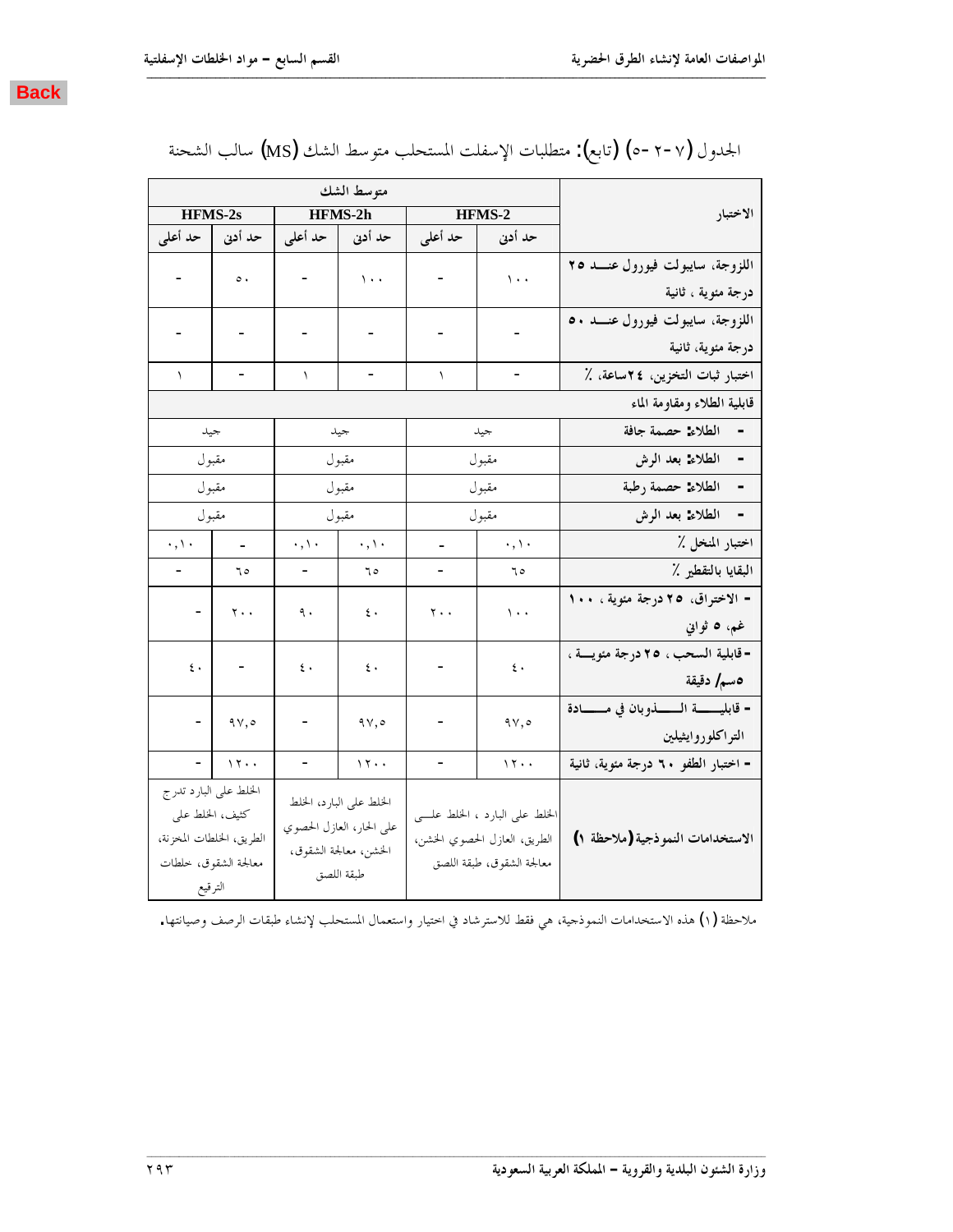Back

الجدول (٧-٢ -٥) (تابع): متطلبات الإسفلت المستحلب متوسط الشك (MS) سالب الشحنة

| الاختبار | متوسط الشك | | | | | |
|---|---|---|---|---|---|---|
| | HFMS-2 | | HFMS-2h | | HFMS-2s | |
| | حد أدنى | حد أعلى | حد أدنى | حد أعلى | حد أدنى | حد أعلى |
| اللزوجة، سايبولت فيورول عند ٢٥ درجة مئوية ، ثانية | ١٠٠ | - | ١٠٠ | - | ٥٠ | - |
| اللزوجة، سايبولت فيورول عند ٥٠ درجة مئوية، ثانية | - | - | - | - | - | - |
| اختبار ثبات التخزين، ٢٤ساعة، ٪ | - | ١ | - | ١ | - | ١ |
| قابلية الطلاء ومقاومة الماء | | | | | | |
| - الطلاء: حصمة جافة | جيد | | جيد | | جيد | |
| - الطلاء: بعد الرش | مقبول | | مقبول | | مقبول | |
| - الطلاء: حصمة رطبة | مقبول | | مقبول | | مقبول | |
| - الطلاء: بعد الرش | مقبول | | مقبول | | مقبول | |
| اختبار المنخل ٪ | ٠,١٠ | - | ٠,١٠ | ٠,١٠ | - | ٠,١٠ |
| البقايا بالتقطير ٪ | ٦٥ | - | ٦٥ | - | ٦٥ | - |
| - الاختراق، ٢٥ درجة مئوية ، ١٠٠ غم، ٥ ثواني | ١٠٠ | ٢٠٠ | ٤٠ | ٩٠ | ٢٠٠ | - |
| - قابلية السحب ، ٢٥ درجة مئوية ، ٥سم/ دقيقة | ٤٠ | - | ٤٠ | ٤٠ | - | ٤٠ |
| - قابلية الذوبان في مادة التراكلوروايثيلين | ٩٧,٥ | - | ٩٧,٥ | - | ٩٧,٥ | - |
| - اختبار الطفو ٦٠ درجة مئوية، ثانية | ١٢٠٠ | - | ١٢٠٠ | - | ١٢٠٠ | - |
| الاستخدامات النموذجية (ملاحظة ١) | الخلط على البارد ، الخلط على الطريق، العازل الحصوي الخشن، معالجة الشقوق، طبقة اللصق | | الخلط على البارد، الخلط على الحار، العازل الحصوي الخشن، معالجة الشقوق، طبقة اللصق | | الخلط على البارد تدرج كثيف، الخلط على الطريق، الخلطات المخزنة، معالجة الشقوق، خلطات الترقيع | |

ملاحظة (١) هذه الاستخدامات النموذجية، هي فقط للاسترشاد في اختيار واستعمال المستحلب لإنشاء طبقات الرصف وصيانتها.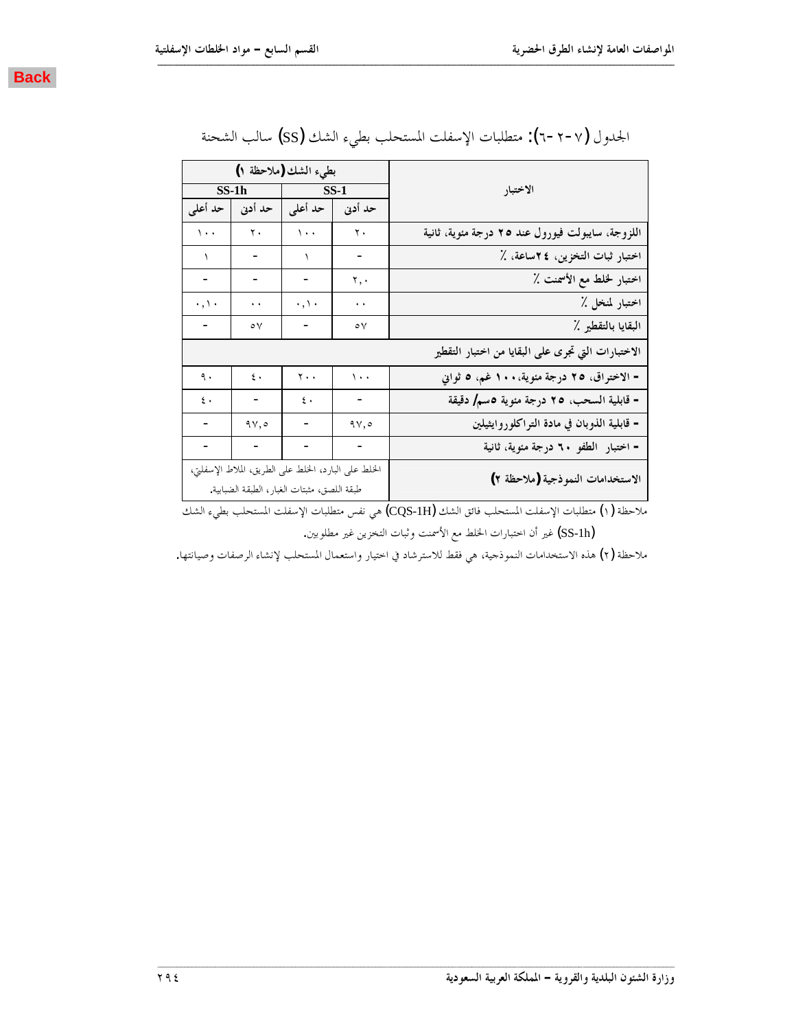Back

الجدول (٧-٢-٦): متطلبات الإسفلت المستحلب بطيء الشك (SS) سالب الشحنة

| الاختبار | بطيء الشك (ملاحظة ١) | | | |
|---|---|---|---|---|
| | SS-1 | | SS-1h | |
| | حد أدنى | حد أعلى | حد أدنى | حد أعلى |
| اللزوجة، سايبولت فيورول عند ٢٥ درجة مئوية، ثانية | ٢٠ | ١٠٠ | ٢٠ | ١٠٠ |
| اختبار ثبات التخزين، ٢٤ساعة، ٪ | - | ١ | - | ١ |
| اختبار الخلط مع الأسمنت ٪ | ٢,٠ | - | - | - |
| اختبار المنخل ٪ | ٠٠ | ٠,١٠ | ٠٠ | ٠,١٠ |
| البقايا بالتقطير ٪ | ٥٧ | - | ٥٧ | - |
| الاختبارات التي تجرى على البقايا من اختبار التقطير | | | | |
| - الاختراق، ٢٥ درجة مئوية، ١٠٠ غم، ٥ ثواني | ١٠٠ | ٢٠٠ | ٤٠ | ٩٠ |
| - قابلية السحب، ٢٥ درجة مئوية ٥سم/ دقيقة | - | ٤٠ | - | ٤٠ |
| - قابلية الذوبان في مادة التراكلوروايثيلين | ٩٧,٥ | - | ٩٧,٥ | - |
| - اختبار الطفو ٦٠ درجة مئوية، ثانية | - | - | - | - |
| الاستخدامات النموذجية (ملاحظة ٢) | الخلط على البارد، الخلط على الطريق، الملاط الإسفلتي، طبقة اللصق، مثبتات الغبار، الطبقة الضبابية. | | | |

ملاحظة (١) متطلبات الإسفلت المستحلب فائق الشك (CQS-1H) هي نفس متطلبات الإسفلت المستحلب بطيء الشك (SS-1h) غير أن اختبارات الخلط مع الأسمنت وثبات التخزين غير مطلوبين.

ملاحظة (٢) هذه الاستخدامات النموذجية، هي فقط للاسترشاد في اختيار واستعمال المستحلب لإنشاء الرصفات وصيانتها.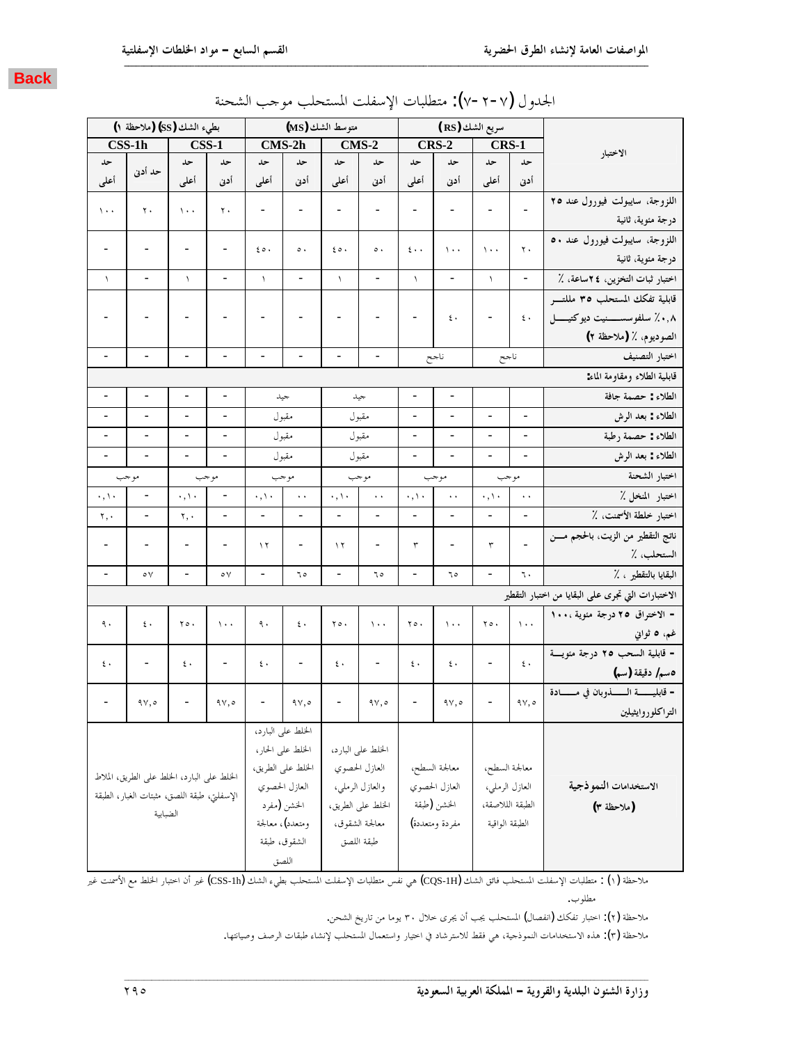## الجدول (٧-٢-٧): متطلبات الإسفلت المستحلب موجب الشحنة

| الاختبار | سريع الشك (RS) | | | | متوسط الشك (MS) | | | | بطيء الشك (SS) (ملاحظة ١) | | | |
|---|---|---|---|---|---|---|---|---|---|---|---|---|
| | CRS-1 | | CRS-2 | | CMS-2 | | CMS-2h | | CSS-1 | | CSS-1h | |
| | حد أدنى | حد أعلى | حد أدنى | حد أعلى | حد أدنى | حد أعلى | حد أدنى | حد أعلى | حد أدنى | حد أعلى | حد أدنى | حد أعلى |
| اللزوجة، سايبولت فيورول عند ٢٥ درجة مئوية، ثانية | - | - | - | - | - | - | - | - | ٢٠ | ١٠٠ | ٢٠ | ١٠٠ |
| اللزوجة، سايبولت فيورول عند ٥٠ درجة مئوية، ثانية | ٢٠ | ١٠٠ | ١٠٠ | ٤٠٠ | ٥٠ | ٤٥٠ | ٥٠ | ٤٥٠ | - | - | - | - |
| اختبار ثبات التخزين، ٢٤ساعة، ٪ | - | ١ | - | ١ | - | ١ | - | ١ | - | ١ | - | ١ |
| قابلية تفكك المستحلب ٣٥ مللتر ٠,٨٪ سلفوسنيت ديوكتيل الصوديوم، ٪ (ملاحظة ٢) | ٤٠ | - | ٤٠ | - | - | - | - | - | - | - | - | - |
| اختبار التصنيف | ناجح | | ناجح | | - | - | - | - | - | - | - | - |
| **قابلية الطلاء ومقاومة الماء:** | | | | | | | | | | | | |
| الطلاء: حصة جافة | | | - | - | جيد | | جيد | | - | - | - | - |
| الطلاء: بعد الرش | - | - | - | - | مقبول | | مقبول | | - | - | - | - |
| الطلاء: حصة رطبة | - | - | - | - | مقبول | | مقبول | | - | - | - | - |
| الطلاء: بعد الرش | - | - | - | - | مقبول | | مقبول | | - | - | - | - |
| اختبار الشحنة | موجب | | موجب | | موجب | | موجب | | موجب | | موجب | |
| اختبار المنخل ٪ | ٠٠ | ٠,١٠ | ٠٠ | ٠,١٠ | ٠٠ | ٠,١٠ | ٠٠ | ٠,١٠ | - | ٠,١٠ | - | ٠,١٠ |
| اختبار خلطة الأسمنت، ٪ | - | - | - | - | - | - | - | - | - | ٢,٠ | - | ٢,٠ |
| ناتج التقطير من الزيت، بالحجم من المستحلب، ٪ | - | ٣ | - | ٣ | - | ١٢ | - | ١٢ | - | - | - | - |
| البقايا بالتقطير ، ٪ | ٦٠ | - | ٦٥ | - | ٦٥ | - | ٦٥ | - | ٥٧ | - | ٥٧ | - |
| **الاختبارات التي تجرى على البقايا من اختبار التقطير** | | | | | | | | | | | | |
| - الاختراق ٢٥ درجة مئوية، ١٠٠ غم، ٥ ثواني | ١٠٠ | ٢٥٠ | ١٠٠ | ٢٥٠ | ١٠٠ | ٢٥٠ | ٤٠ | ٩٠ | ١٠٠ | ٢٥٠ | ٤٠ | ٩٠ |
| - قابلية السحب ٢٥ درجة مئوية ٥سم/ دقيقة (سم) | ٤٠ | - | ٤٠ | ٤٠ | - | ٤٠ | - | ٤٠ | - | ٤٠ | - | ٤٠ |
| - قابلية الذوبان في مادة التراكلوروايثيلين | ٩٧,٥ | - | ٩٧,٥ | - | ٩٧,٥ | - | ٩٧,٥ | - | ٩٧,٥ | - | ٩٧,٥ | - |
| **الاستخدامات النموذجية (ملاحظة ٣)** | معالجة السطح، العازل الرملي، الطبقة اللاصقة، الطبقة الواقية | | معالجة السطح، العازل الحصوي الخشن (طبقة مفردة ومتعددة) | | الخلط على البارد، العازل الحصوي والعازل الرملي، الخلط على الطريق، معالجة الشقوق، طبقة اللصق | | الخلط على البارد، الخلط على الحار، الخلط على الطريق، العازل الحصوي الخشن (مفرد ومتعدد)، معالجة الشقوق، طبقة اللصق | | الخلط على البارد، الخلط على الطريق، الملاط الإسفلتي، طبقة اللصق، مثبتات الغبار، الطبقة الضبابية | | | |

ملاحظة (١) : متطلبات الإسفلت المستحلب فائق الشك (CQS-1H) هي نفس متطلبات الإسفلت المستحلب بطيء الشك (CSS-1h) غير أن اختبار الخلط مع الأسمنت غير مطلوب.

ملاحظة (٢): اختبار تفكك (انفصال) المستحلب يجب أن يجرى خلال ٣٠ يوما من تاريخ الشحن.

ملاحظة (٣): هذه الاستخدامات النموذجية، هي فقط للاسترشاد في اختيار واستعمال المستحلب لإنشاء طبقات الرصف وصيانتها.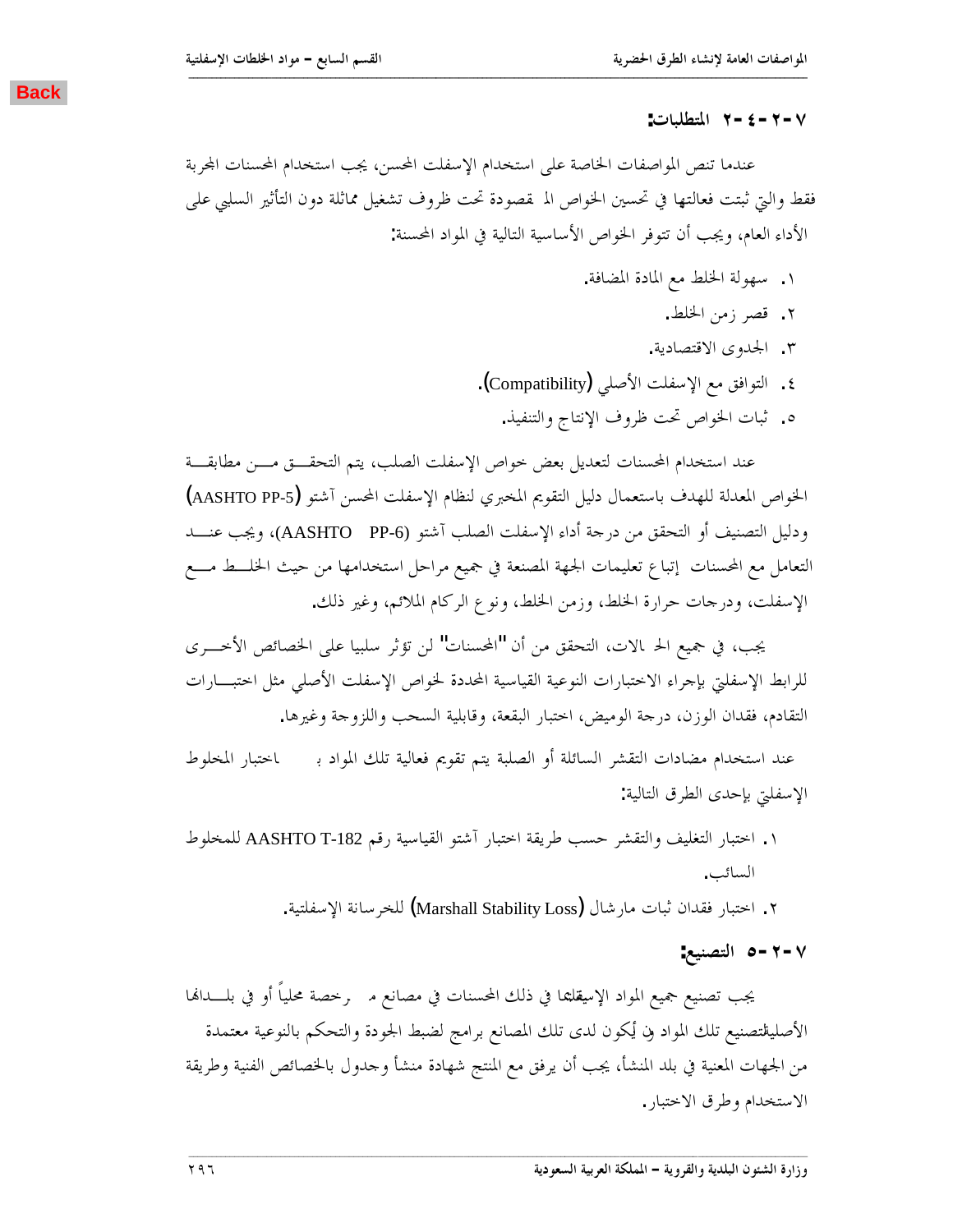Back

### ٧-٢-٤-٢ المتطلبات:

عندما تنص المواصفات الخاصة على استخدام الإسفلت المحسن، يجب استخدام المحسنات المجربة فقط والتي ثبتت فعالتها في تحسين الخواص الم قصودة تحت ظروف تشغيل مماثلة دون التأثير السلبي على الأداء العام، ويجب أن تتوفر الخواص الأساسية التالية في المواد المحسنة:

١. سهولة الخلط مع المادة المضافة.
٢. قصر زمن الخلط.
٣. الجدوى الاقتصادية.
٤. التوافق مع الإسفلت الأصلي (Compatibility).
٥. ثبات الخواص تحت ظروف الإنتاج والتنفيذ.

عند استخدام المحسنات لتعديل بعض خواص الإسفلت الصلب، يتم التحقق من مطابقة الخواص المعدلة للهدف باستعمال دليل التقويم المخبري لنظام الإسفلت المحسن آشتو (AASHTO PP-5) ودليل التصنيف أو التحقق من درجة أداء الإسفلت الصلب آشتو (AASHTO PP-6)، ويجب عند التعامل مع المحسنات إتباع تعليمات الجهة المصنعة في جميع مراحل استخدامها من حيث الخلط مع الإسفلت، ودرجات حرارة الخلط، وزمن الخلط، ونوع الركام الملائم، وغير ذلك.

يجب، في جميع الحا لات، التحقق من أن "المحسنات" لن تؤثر سلبيا على الخصائص الأخرى للرابط الإسفلتي بإجراء الاختبارات النوعية القياسية المحددة لخواص الإسفلت الأصلي مثل اختبارات التقادم، فقدان الوزن، درجة الوميض، اختبار البقعة، وقابلية السحب واللزوجة وغيرها.

عند استخدام مضادات التقشر السائلة أو الصلبة يتم تقويم فعالية تلك المواد ب اختبار المخلوط الإسفلتي بإحدى الطرق التالية:

١. اختبار التغليف والتقشر حسب طريقة اختبار آشتو القياسية رقم AASHTO T-182 للمخلوط السائب.
٢. اختبار فقدان ثبات مارشال (Marshall Stability Loss) للخرسانة الإسفلتية.

### ٧-٢-٥ التصنيع:

يجب تصنيع جميع المواد الإسفلتية بما في ذلك المحسنات في مصانع م رخصة محلياً أو في بلدانها الأصليةوتصنيع تلك المواد بن يكون لدى تلك المصانع برامج لضبط الجودة والتحكم بالنوعية معتمدة من الجهات المعنية في بلد المنشأ، يجب أن يرفق مع المنتج شهادة منشأ وجدول بالخصائص الفنية وطريقة الاستخدام وطرق الاختبار.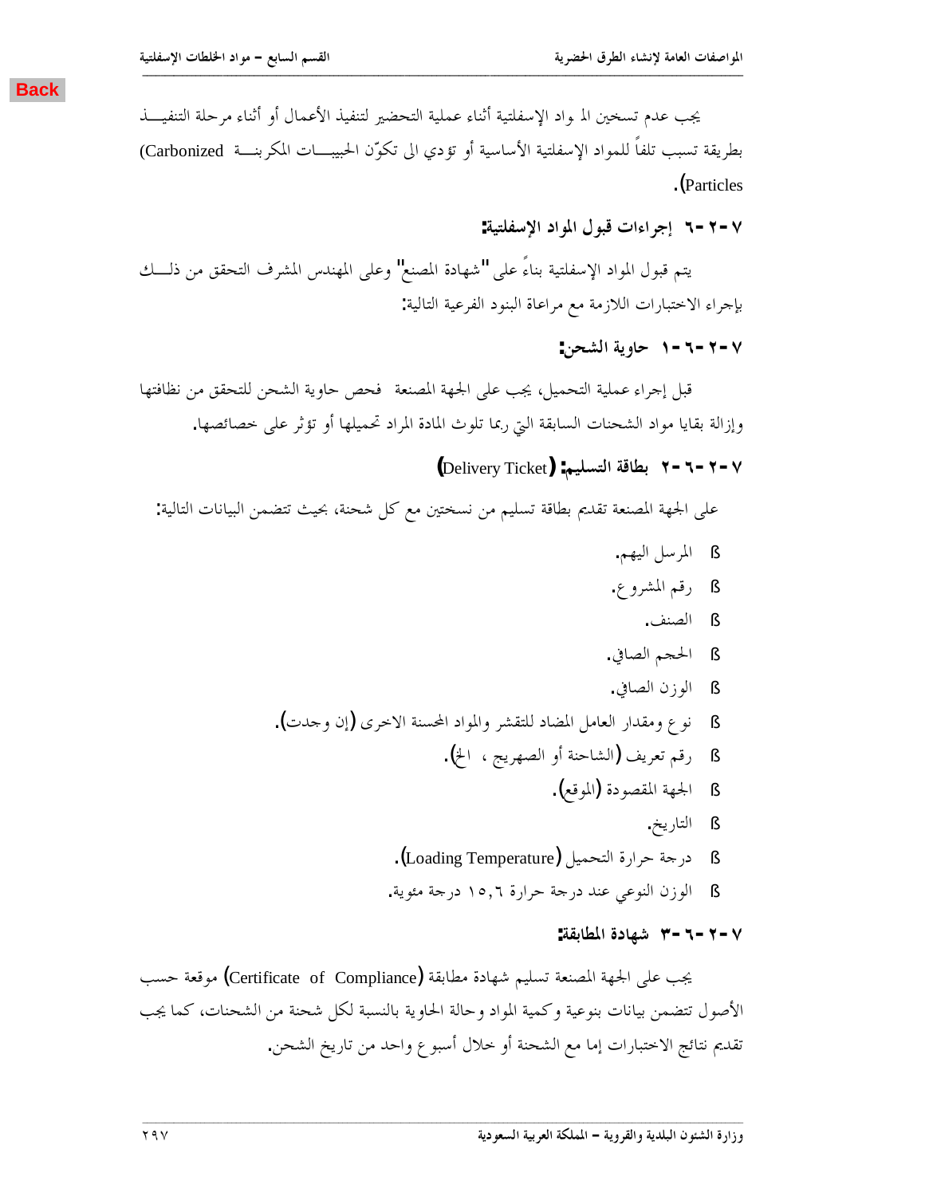يجب عدم تسخين المواد الإسفلتية أثناء عملية التحضير لتنفيذ الأعمال أو أثناء مرحلة التنفيذ بطريقة تسبب تلفاً للمواد الإسفلتية الأساسية أو تؤدي الى تكوّن الحبيبات المكربنة (Carbonized Particles).

### ٧-٢-٦ إجراءات قبول المواد الإسفلتية:

يتم قبول المواد الإسفلتية بناءً على "شهادة المصنع" وعلى المهندس المشرف التحقق من ذلك بإجراء الاختبارات اللازمة مع مراعاة البنود الفرعية التالية:

#### ٧-٢-٦-١ حاوية الشحن:

قبل إجراء عملية التحميل، يجب على الجهة المصنعة فحص حاوية الشحن للتحقق من نظافتها وإزالة بقايا مواد الشحنات السابقة التي ربما تلوث المادة المراد تحميلها أو تؤثر على خصائصها.

#### ٧-٢-٦-٢ بطاقة التسليم: (Delivery Ticket)

على الجهة المصنعة تقديم بطاقة تسليم من نسختين مع كل شحنة، بحيث تتضمن البيانات التالية:

- المرسل اليهم.
- رقم المشروع.
- الصنف.
- الحجم الصافي.
- الوزن الصافي.
- نوع ومقدار العامل المضاد للتقشر والمواد المحسنة الاخرى (إن وجدت).
- رقم تعريف (الشاحنة أو الصهريج ، الخ).
- الجهة المقصودة (الموقع).
- التاريخ.
- درجة حرارة التحميل (Loading Temperature).
- الوزن النوعي عند درجة حرارة ١٥,٦ درجة مئوية.

#### ٧-٢-٦-٣ شهادة المطابقة:

يجب على الجهة المصنعة تسليم شهادة مطابقة (Certificate of Compliance) موقعة حسب الأصول تتضمن بيانات بنوعية وكمية المواد وحالة الحاوية بالنسبة لكل شحنة من الشحنات، كما يجب تقديم نتائج الاختبارات إما مع الشحنة أو خلال أسبوع واحد من تاريخ الشحن.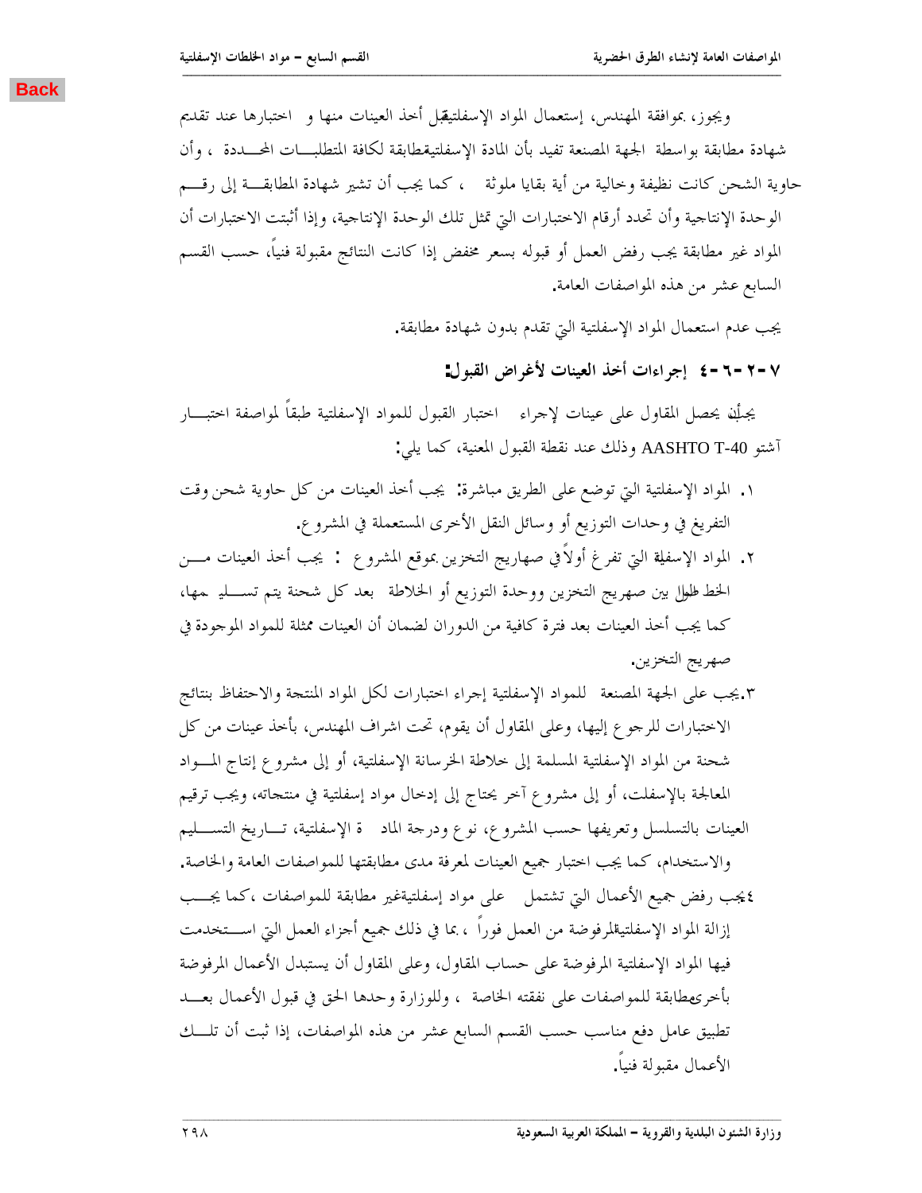ويجوز، بموافقة المهندس، إستعمال المواد الإسفلتيةقبل أخذ العينات منها و اختبارها عند تقديم شهادة مطابقة بواسطة الجهة المصنعة تفيد بأن المادة الإسفلتيةمطابقة لكافة المتطلبات المحددة ، وأن حاوية الشحن كانت نظيفة وخالية من أية بقايا ملوثة ، كما يجب أن تشير شهادة المطابقة إلى رقم الوحدة الإنتاجية وأن تحدد أرقام الاختبارات التي تمثل تلك الوحدة الإنتاجية، وإذا أثبتت الاختبارات أن المواد غير مطابقة يجب رفض العمل أو قبوله بسعر مخفض إذا كانت النتائج مقبولة فنياً، حسب القسم السابع عشر من هذه المواصفات العامة.

يجب عدم استعمال المواد الإسفلتية التي تقدم بدون شهادة مطابقة.

### ٧-٢-٦-٤ إجراءات أخذ العينات لأغراض القبول:

يجبأن يحصل المقاول على عينات لإجراء اختبار القبول للمواد الإسفلتية طبقاً لمواصفة اختبار آشتو AASHTO T-40 وذلك عند نقطة القبول المعنية، كما يلي:

١. المواد الإسفلتية التي توضع على الطريق مباشرة: يجب أخذ العينات من كل حاوية شحن وقت التفريغ في وحدات التوزيع أو وسائل النقل الأخرى المستعملة في المشروع.
٢. المواد الإسفلية التي تفرغ أولاً في صهاريج التخزين بموقع المشروع : يجب أخذ العينات من الخط الطويل بين صهريج التخزين ووحدة التوزيع أو الخلاطة بعد كل شحنة يتم تسليمها، كما يجب أخذ العينات بعد فترة كافية من الدوران لضمان أن العينات ممثلة للمواد الموجودة في صهريج التخزين.
٣. يجب على الجهة المصنعة للمواد الإسفلتية إجراء اختبارات لكل المواد المنتجة والاحتفاظ بنتائج الاختبارات للرجوع إليها، وعلى المقاول أن يقوم، تحت اشراف المهندس، بأخذ عينات من كل شحنة من المواد الإسفلتية المسلمة إلى خلاطة الخرسانة الإسفلتية، أو إلى مشروع إنتاج المواد المعالجة بالإسفلت، أو إلى مشروع آخر يحتاج إلى إدخال مواد إسفلتية في منتجاته، ويجب ترقيم العينات بالتسلسل وتعريفها حسب المشروع، نوع ودرجة المادة الإسفلتية، تاريخ التسليم والاستخدام، كما يجب اختبار جميع العينات لمعرفة مدى مطابقتها للمواصفات العامة والخاصة.
٤. يجب رفض جميع الأعمال التي تشتمل على مواد إسفلتيةغير مطابقة للمواصفات ،كما يجب إزالة المواد الإسفلتيةالمرفوضة من العمل فوراً ، بما في ذلك جميع أجزاء العمل التي استخدمت فيها المواد الإسفلتية المرفوضة على حساب المقاول، وعلى المقاول أن يستبدل الأعمال المرفوضة بأخرىمطابقة للمواصفات على نفقته الخاصة ، وللوزارة وحدها الحق في قبول الأعمال بعد تطبيق عامل دفع مناسب حسب القسم السابع عشر من هذه المواصفات، إذا ثبت أن تلك الأعمال مقبولة فنياً.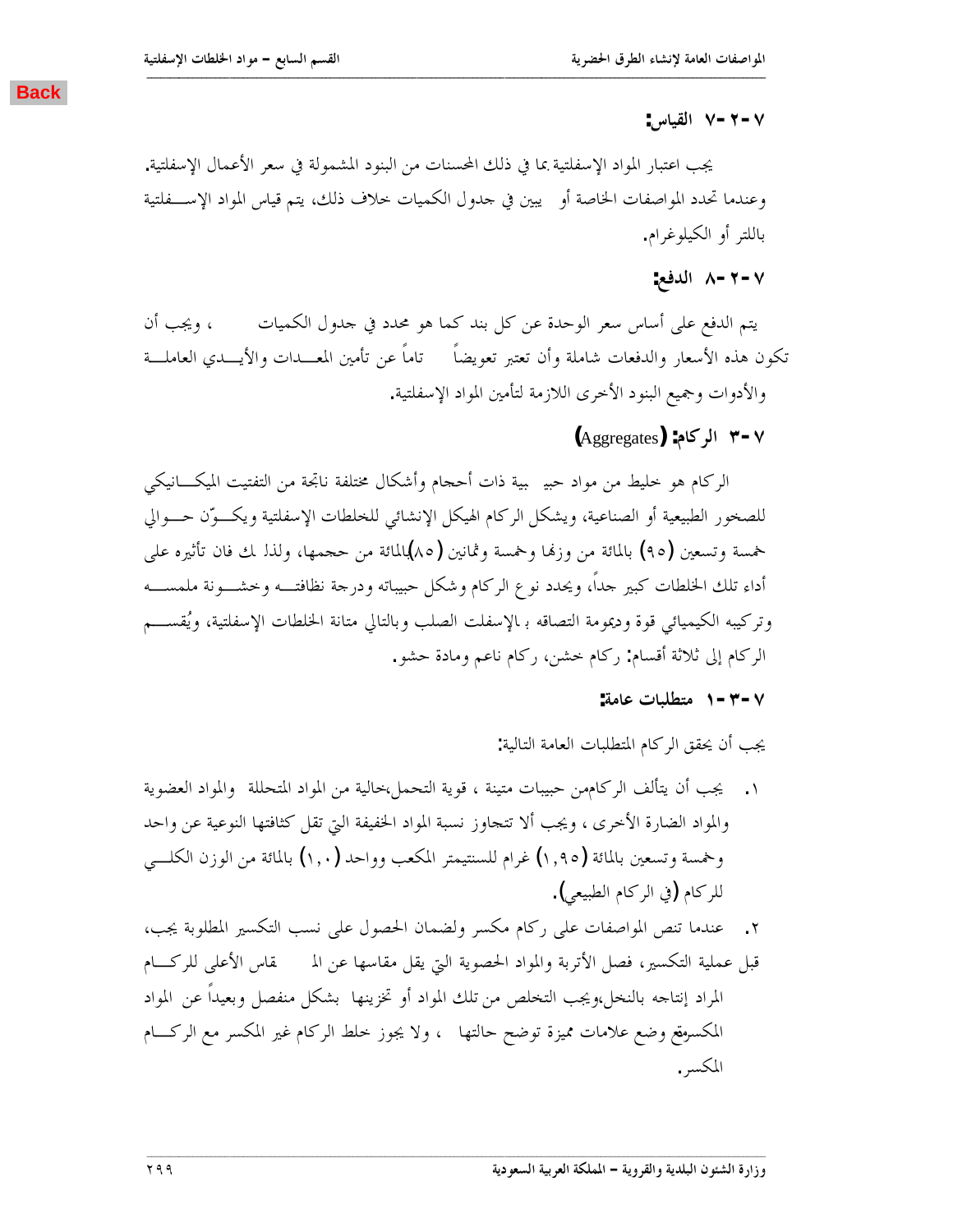### ٧-٢-٧ القياس:

يجب اعتبار المواد الإسفلتية بما في ذلك المحسنات من البنود المشمولة في سعر الأعمال الإسفلتية. وعندما تحدد المواصفات الخاصة أو يبين في جدول الكميات خلاف ذلك، يتم قياس المواد الإســـفلتية باللتر أو الكيلوغرام.

### ٧-٢-٨ الدفع:

يتم الدفع على أساس سعر الوحدة عن كل بند كما هو محدد في جدول الكميات ، ويجب أن تكون هذه الأسعار والدفعات شاملة وأن تعتبر تعويضاً تاماً عن تأمين المعـــدات والأيـــدي العاملـــة والأدوات وجميع البنود الأخرى اللازمة لتأمين المواد الإسفلتية.

## ٧-٣ الركام: (Aggregates)

الركام هو خليط من مواد حبيبية ذات أحجام وأشكال مختلفة ناتجة من التفتيت الميكـــانيكي للصخور الطبيعية أو الصناعية، ويشكل الركام الهيكل الإنشائي للخلطات الإسفلتية ويكـــوّن حـــوالي خمسة وتسعين (٩٥) بالمائة من وزنها وخمسة وثمانين (٨٥)بالمائة من حجمها، ولذا فان تأثيره على أداء تلك الخلطات كبير جداً، ويحدد نوع الركام وشكل حبيباته ودرجة نظافتـــه وخشـــونة ملمســـه وتركيبه الكيميائي قوة وديمومة التصاقه بالإسفلت الصلب وبالتالي متانة الخلطات الإسفلتية، ويُقســـم الركام إلى ثلاثة أقسام: ركام خشن، ركام ناعم ومادة حشو.

### ٧-٣-١ متطلبات عامة:

يجب أن يحقق الركام المتطلبات العامة التالية:

١. يجب أن يتألف الركام من حبيبات متينة ، قوية التحمل،خالية من المواد المتحللة والمواد العضوية والمواد الضارة الأخرى ، ويجب ألا تتجاوز نسبة المواد الخفيفة التي تقل كثافتها النوعية عن واحد وخمسة وتسعين بالمائة (١,٩٥) غرام للسنتيمتر المكعب وواحد (١,٠) بالمائة من الوزن الكلـــي للركام (في الركام الطبيعي).

٢. عندما تنص المواصفات على ركام مكسر ولضمان الحصول على نسب التكسير المطلوبة يجب، قبل عملية التكسير، فصل الأتربة والمواد الحصوية التي يقل مقاسها عن المقاس الأعلى للركـــام المراد إنتاجه بالنخل،ويجب التخلص من تلك المواد أو تخزينها بشكل منفصل وبعيداً عن المواد المكسرمع وضع علامات مميزة توضح حالتها ، ولا يجوز خلط الركام غير المكسر مع الركـــام المكسر.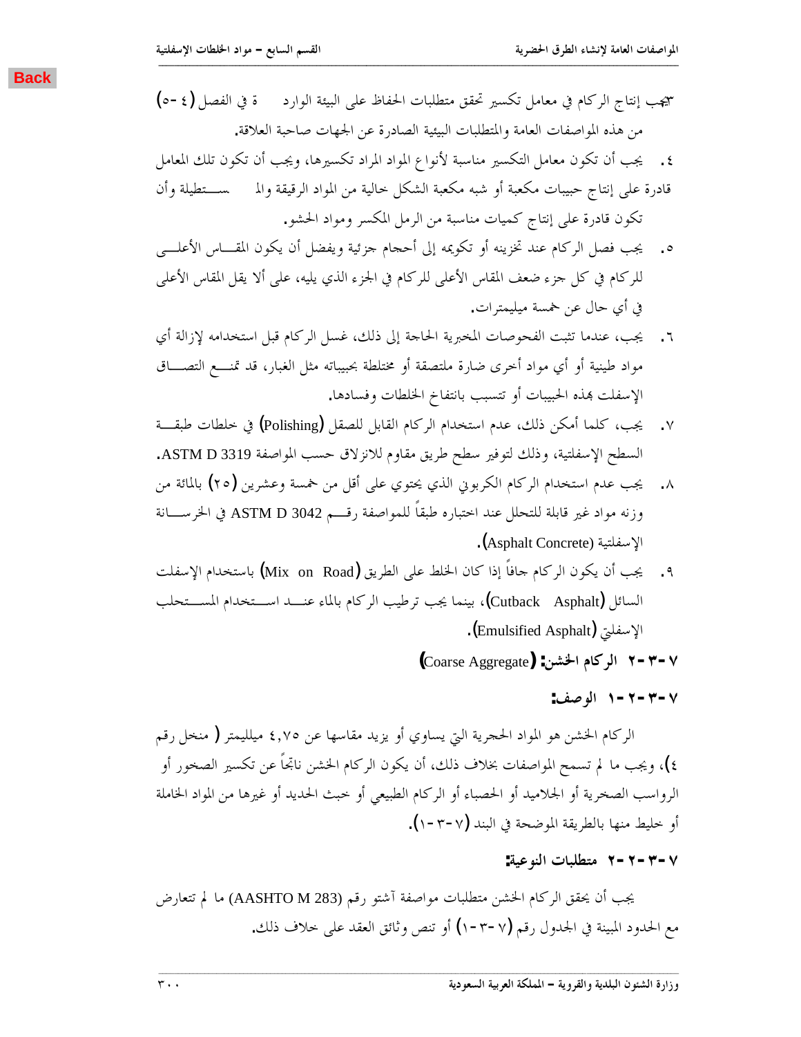Back

٣. يجب إنتاج الركام في معامل تكسير تحقق متطلبات الحفاظ على البيئة الواردة في الفصل (٤-٥) من هذه المواصفات العامة والمتطلبات البيئية الصادرة عن الجهات صاحبة العلاقة.

٤. يجب أن تكون معامل التكسير مناسبة لأنواع المواد المراد تكسيرها، ويجب أن تكون تلك المعامل قادرة على إنتاج حبيبات مكعبة أو شبه مكعبة الشكل خالية من المواد الرقيقة والمستطيلة وأن تكون قادرة على إنتاج كميات مناسبة من الرمل المكسر ومواد الحشو.

٥. يجب فصل الركام عند تخزينه أو تكويمه إلى أحجام جزئية ويفضل أن يكون المقاس الأعلى للركام في كل جزء ضعف المقاس الأعلى للركام في الجزء الذي يليه، على ألا يقل المقاس الأعلى في أي حال عن خمسة مليمترات.

٦. يجب، عندما تثبت الفحوصات المخبرية الحاجة إلى ذلك، غسل الركام قبل استخدامه لإزالة أي مواد طينية أو أي مواد أخرى ضارة ملتصقة أو مختلطة بحبيباته مثل الغبار، قد تمنع التصاق الإسفلت بهذه الحبيبات أو تتسبب بانتفاخ الخلطات وفسادها.

٧. يجب، كلما أمكن ذلك، عدم استخدام الركام القابل للصقل (Polishing) في خلطات طبقة السطح الإسفلتية، وذلك لتوفير سطح طريق مقاوم للانزلاق حسب المواصفة ASTM D 3319.

٨. يجب عدم استخدام الركام الكربوني الذي يحتوي على أقل من خمسة وعشرين (٢٥) بالمائة من وزنه مواد غير قابلة للتحلل عند اختباره طبقاً للمواصفة رقم ASTM D 3042 في الخرسانة الإسفلتية (Asphalt Concrete).

٩. يجب أن يكون الركام جافاً إذا كان الخلط على الطريق (Mix on Road) باستخدام الإسفلت السائل (Cutback Asphalt)، بينما يجب ترطيب الركام بالماء عند استخدام المستحلب الإسفلتي (Emulsified Asphalt).

### ٧-٣-٢ الركام الخشن: (Coarse Aggregate)

#### ٧-٣-٢-١ الوصف:

الركام الخشن هو المواد الحجرية التي يساوي أو يزيد مقاسها عن ٤,٧٥ ميلليمتر ( منخل رقم ٤)، ويجب ما لم تسمح المواصفات بخلاف ذلك، أن يكون الركام الخشن ناتجاً عن تكسير الصخور أو الرواسب الصخرية أو الجلاميد أو الحصباء أو الركام الطبيعي أو خبث الحديد أو غيرها من المواد الخاملة أو خليط منها بالطريقة الموضحة في البند (٧-٣-١).

#### ٧-٣-٢-٢ متطلبات النوعية:

يجب أن يحقق الركام الخشن متطلبات مواصفة آشتو رقم (AASHTO M 283) ما لم تتعارض مع الحدود المبينة في الجدول رقم (٧-٣-١) أو تنص وثائق العقد على خلاف ذلك.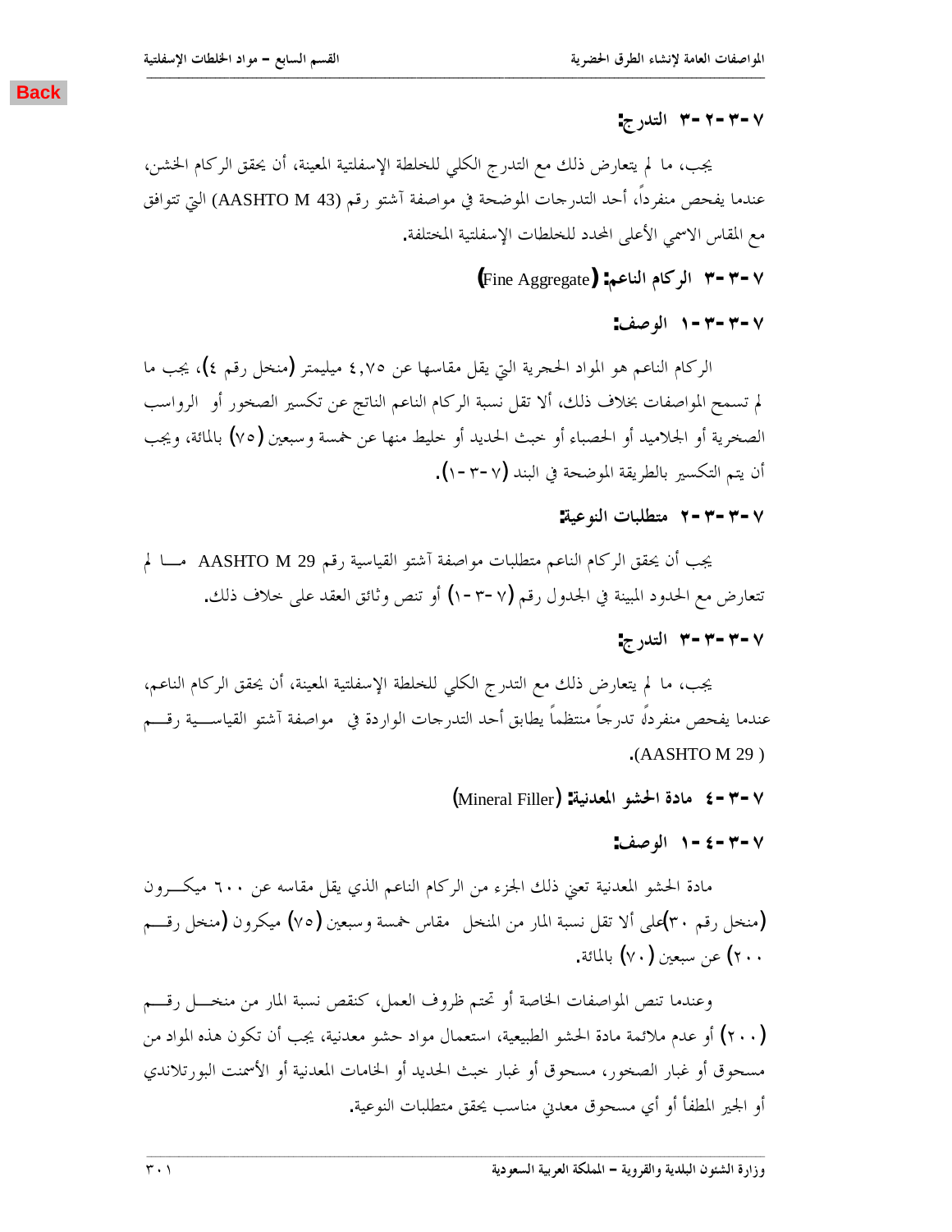#### ٧-٣-٢-٣ التدرج:

يجب، ما لم يتعارض ذلك مع التدرج الكلي للخلطة الإسفلتية المعينة، أن يحقق الركام الخشن، عندما يفحص منفرداً، أحد التدرجات الموضحة في مواصفة آشتو رقم (AASHTO M 43) التي تتوافق مع المقاس الاسمي الأعلى المحدد للخلطات الإسفلتية المختلفة.

### ٧-٣-٣ الركام الناعم: (Fine Aggregate)

#### ٧-٣-٣-١ الوصف:

الركام الناعم هو المواد الحجرية التي يقل مقاسها عن ٤,٧٥ ميليمتر (منخل رقم ٤)، يجب ما لم تسمح المواصفات بخلاف ذلك، ألا تقل نسبة الركام الناعم الناتج عن تكسير الصخور أو الرواسب الصخرية أو الجلاميد أو الحصباء أو خبث الحديد أو خليط منها عن خمسة وسبعين (٧٥) بالمائة، ويجب أن يتم التكسير بالطريقة الموضحة في البند (٧-٣-١).

#### ٧-٣-٣-٢ متطلبات النوعية:

يجب أن يحقق الركام الناعم متطلبات مواصفة آشتو القياسية رقم AASHTO M 29 ما لم تتعارض مع الحدود المبينة في الجدول رقم (٧-٣-١) أو تنص وثائق العقد على خلاف ذلك.

#### ٧-٣-٣-٣ التدرج:

يجب، ما لم يتعارض ذلك مع التدرج الكلي للخلطة الإسفلتية المعينة، أن يحقق الركام الناعم، عندما يفحص منفرداً تدرجاً منتظماً يطابق أحد التدرجات الواردة في مواصفة آشتو القياسية رقم (AASHTO M 29).

### ٧-٣-٤ مادة الحشو المعدنية: (Mineral Filler)

#### ٧-٣-٤-١ الوصف:

مادة الحشو المعدنية تعني ذلك الجزء من الركام الناعم الذي يقل مقاسه عن ٦٠٠ ميكرون (منخل رقم ٣٠)على ألا تقل نسبة المار من المنخل مقاس خمسة وسبعين (٧٥) ميكرون (منخل رقم ٢٠٠) عن سبعين (٧٠) بالمائة.

وعندما تنص المواصفات الخاصة أو تحتم ظروف العمل، كنقص نسبة المار من منخل رقم (٢٠٠) أو عدم ملائمة مادة الحشو الطبيعية، استعمال مواد حشو معدنية، يجب أن تكون هذه المواد من مسحوق أو غبار الصخور، مسحوق أو غبار خبث الحديد أو الخامات المعدنية أو الأسمنت البورتلاندي أو الجير المطفأ أو أي مسحوق معدني مناسب يحقق متطلبات النوعية.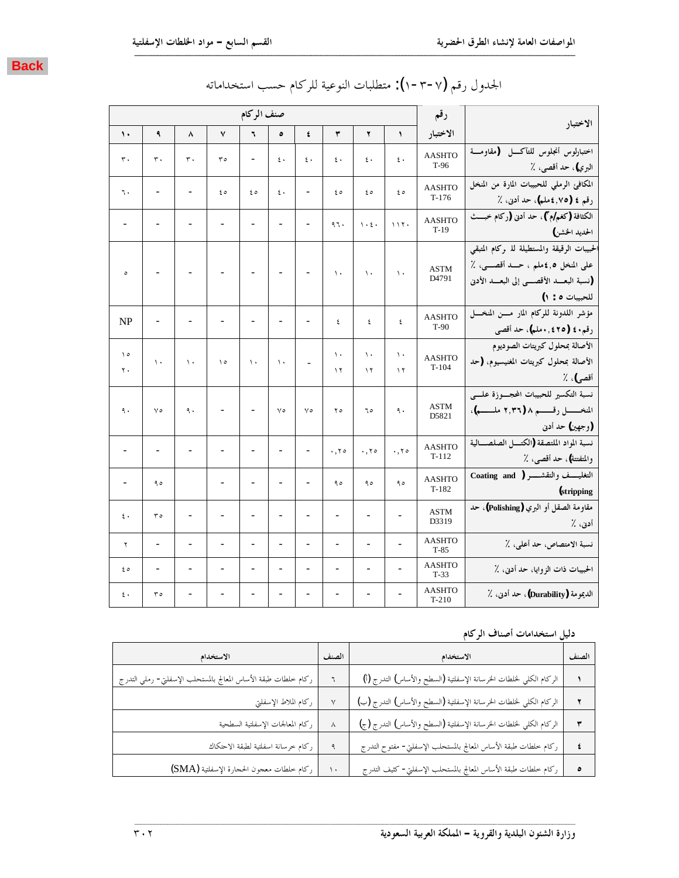الجدول رقم (٧-٣-١): متطلبات النوعية للركام حسب استخداماته

| الاختبار | رقم الاختبار | صنف الركام | | | | | | | | | |
|---|---|---|---|---|---|---|---|---|---|---|---|
| | | ١ | ٢ | ٣ | ٤ | ٥ | ٦ | ٧ | ٨ | ٩ | ١٠ |
| اختبارلوس أنجلوس للتآكل (مقاومة البري)، حد أقصى، ٪ | AASHTO T-96 | ٤٠ | ٤٠ | ٤٠ | ٤٠ | ٤٠ | - | ٣٥ | ٣٠ | ٣٠ | ٣٠ |
| المكافئ الرملي للحبيبات المارة من المنخل رقم ٤ (٤,٧٥ملم)، حد أدنى، ٪ | AASHTO T-176 | ٤٥ | ٤٥ | ٤٥ | - | ٤٠ | ٤٥ | ٤٥ | - | - | ٦٠ |
| الكثافة (كغم/م٣)، حد أدنى (ركام خبث الحديد الخشن) | AASHTO T-19 | ١١٢٠ | ١٠٤٠ | ٩٦٠ | - | - | - | - | - | - | - |
| الحبيبات الرقيقة والمستطيلة لـ ركام المتبقي على المنخل ٤,٥ملم، حد أقصى، ٪ (نسبة البعد الأقصى إلى البعد الأدنى للحبيبات ٥ : ١) | ASTM D4791 | ١٠ | ١٠ | ١٠ | - | - | - | - | - | - | ٥ |
| مؤشر اللدونة للركام المار من المنخل رقم٤٠ (٠,٤٢٥ملم)، حد أقصى | AASHTO T-90 | ٤ | ٤ | ٤ | - | - | - | - | - | - | NP |
| الأصالة بمحلول كبريتات الصوديوم الأصالة بمحلول كبريتات المغنيسيوم، (حد أقصى)، ٪ | AASHTO T-104 | ١٠ ١٢ | ١٠ ١٢ | ١٠ ١٢ | - | ١٠ | ١٠ | ١٥ | ١٠ | ١٠ | ١٥ ٢٠ |
| نسبة التكسير للحبيبات المحجوزة على المنخل رقم ٨ (٢,٣٦ ملم)، (وجهين) حد أدنى | ASTM D5821 | ٩٠ | ٦٥ | ٢٥ | ٧٥ | ٧٥ | - | - | ٩٠ | ٧٥ | ٩٠ |
| نسبة المواد الملتصقة (الكتل الصلصالية والمتفتتة)، حد أقصى، ٪ | AASHTO T-112 | ٠,٢٥ | ٠,٢٥ | ٠,٢٥ | - | - | - | - | - | - | - |
| التغليف والتقشر (Coating and stripping) | AASHTO T-182 | ٩٥ | ٩٥ | ٩٥ | - | - | - | - | | ٩٥ | - |
| مقاومة الصقل أو البري (Polishing)، حد أدنى، ٪ | ASTM D3319 | - | - | - | - | - | - | - | - | ٣٥ | ٤٠ |
| نسبة الامتصاص، حد أعلى، ٪ | AASHTO T-85 | - | - | - | - | - | - | - | - | - | ٢ |
| الحبيبات ذات الزوايا، حد أدنى، ٪ | AASHTO T-33 | - | - | - | - | - | - | - | - | - | ٤٥ |
| الديمومة (Durability)، حد أدنى، ٪ | AASHTO T-210 | - | - | - | - | - | - | - | - | ٣٥ | ٤٠ |

**دليل استخدامات أصناف الركام**

| الصنف | الاستخدام | الصنف | الاستخدام |
|---|---|---|---|
| ١ | الركام الكلي لخلطات الخرسانة الإسفلتية (السطح والأساس) التدرج (أ) | ٦ | ركام خلطات طبقة الأساس المعالج بالمستحلب الإسفلتي- رملي التدرج |
| ٢ | الركام الكلي لخلطات الخرسانة الإسفلتية (السطح والأساس) التدرج (ب) | ٧ | ركام الملاط الإسفلتي |
| ٣ | الركام الكلي لخلطات الخرسانة الإسفلتية (السطح والأساس) التدرج (ج) | ٨ | ركام المعالجات الإسفلتية السطحية |
| ٤ | ركام خلطات طبقة الأساس المعالج بالمستحلب الإسفلتي- مفتوح التدرج | ٩ | ركام خرسانة اسفلتية لطبقة الاحتكاك |
| ٥ | ركام خلطات طبقة الأساس المعالج بالمستحلب الإسفلتي- كثيف التدرج | ١٠ | ركام خلطات معجون الحجارة الإسفلتية (SMA) |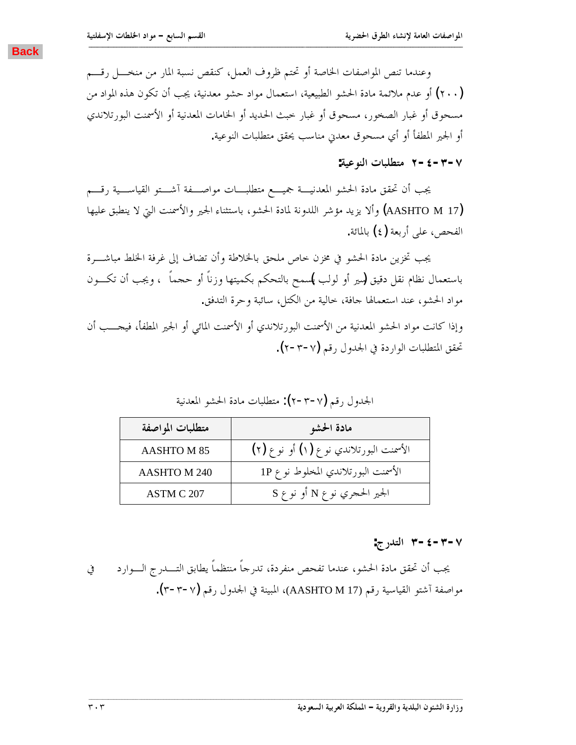وعندما تنص المواصفات الخاصة أو تحتم ظروف العمل، كنقص نسبة المار من منخل رقم (٢٠٠) أو عدم ملائمة مادة الحشو الطبيعية، استعمال مواد حشو معدنية، يجب أن تكون هذه المواد من مسحوق أو غبار الصخور، مسحوق أو غبار خبث الحديد أو الخامات المعدنية أو الأسمنت البورتلاندي أو الجير المطفأ أو أي مسحوق معدني مناسب يحقق متطلبات النوعية.

### ٧-٣-٤-٢ متطلبات النوعية:

يجب أن تحقق مادة الحشو المعدنية جميع متطلبات مواصفة آشتو القياسية رقم (AASHTO M 17) وألا يزيد مؤشر اللدونة لمادة الحشو، باستثناء الجير والأسمنت التي لا ينطبق عليها الفحص، على أربعة (٤) بالمائة.

يجب تخزين مادة الحشو في مخزن خاص ملحق بالخلاطة وأن تضاف إلى غرفة الخلط مباشرة باستعمال نظام نقل دقيق (سير أو لولب) يسمح بالتحكم بكميتها وزناً أو حجماً ، ويجب أن تكون مواد الحشو، عند استعمالها جافة، خالية من الكتل، سائبة وحرة التدفق.

وإذا كانت مواد الحشو المعدنية من الأسمنت البورتلاندي أو الأسمنت المائي أو الجير المطفأ، فيجب أن تحقق المتطلبات الواردة في الجدول رقم (٧-٣-٢).

الجدول رقم (٧-٣-٢): متطلبات مادة الحشو المعدنية

| مادة الحشو | متطلبات المواصفة |
|---|---|
| الأسمنت البورتلاندي نوع (١) أو نوع (٢) | AASHTO M 85 |
| الأسمنت البورتلاندي المخلوط نوع 1P | AASHTO M 240 |
| الجير الحجري نوع N أو نوع S | ASTM C 207 |

### ٧-٣-٤-٣ التدرج:

يجب أن تحقق مادة الحشو، عندما تفحص منفردة، تدرجاً منتظماً يطابق التدرج الوارد في مواصفة آشتو القياسية رقم (AASHTO M 17)، المبينة في الجدول رقم (٧-٣-٣).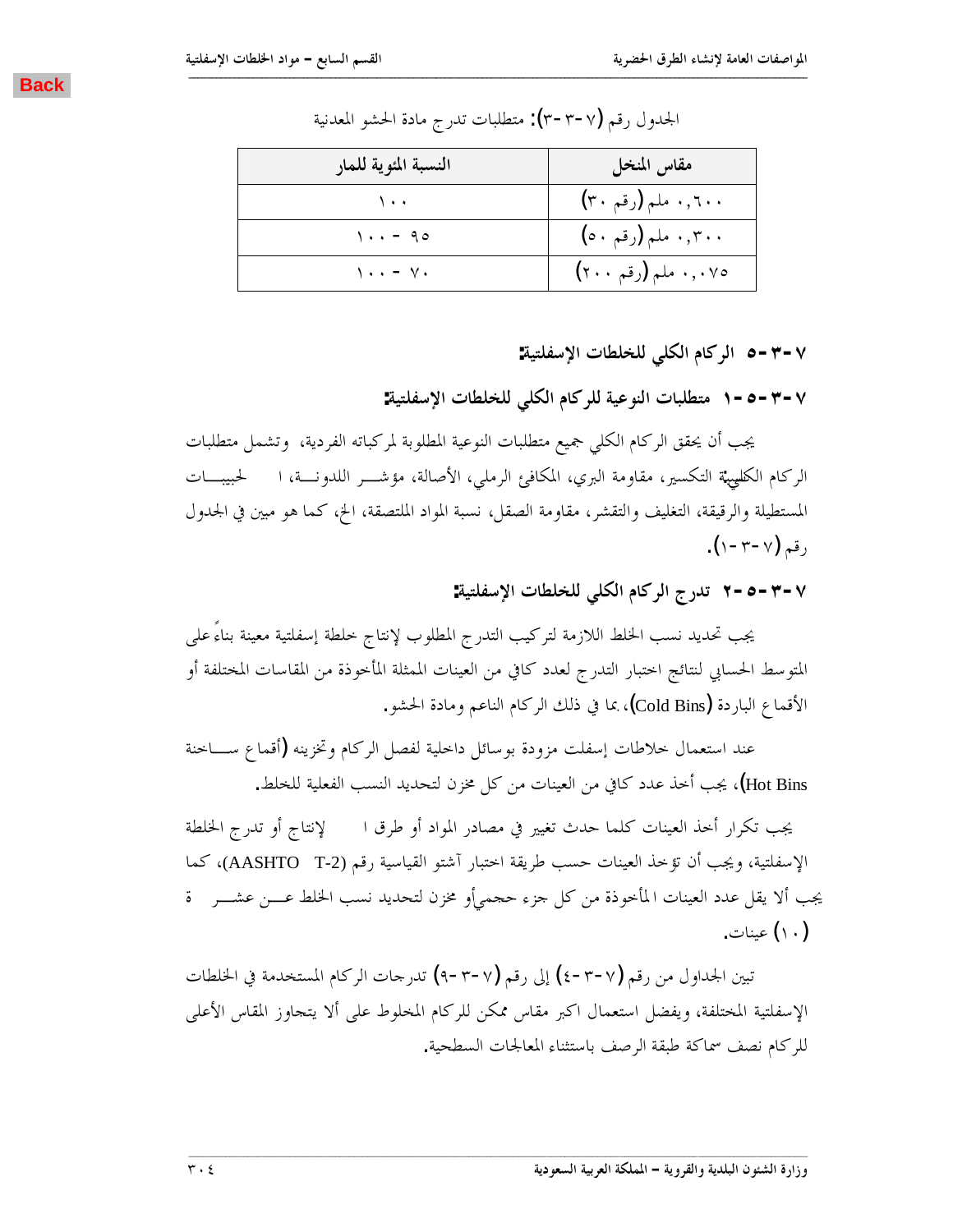Back

الجدول رقم (٧-٣-٣): متطلبات تدرج مادة الحشو المعدنية

| مقاس المنخل | النسبة المئوية للمار |
|---|---|
| ٠,٦٠٠ ملم (رقم ٣٠) | ١٠٠ |
| ٠,٣٠٠ ملم (رقم ٥٠) | ٩٥ - ١٠٠ |
| ٠,٠٧٥ ملم (رقم ٢٠٠) | ٧٠ - ١٠٠ |

## ٧-٣-٥ الركام الكلي للخلطات الإسفلتية:

### ٧-٣-٥-١ متطلبات النوعية للركام الكلي للخلطات الإسفلتية:

يجب أن يحقق الركام الكلي جميع متطلبات النوعية المطلوبة لمركباته الفردية، وتشمل متطلبات الركام الكلي مقاومة التكسير، مقاومة البري، المكافئ الرملي، الأصالة، مؤشر اللدونة، الحبيبات المستطيلة والرقيقة، التغليف والتقشر، نسبة المواد الملتصقة، مقاومة الصقل، الخ، كما هو مبين في الجدول رقم (٧-٣-١).

### ٧-٣-٥-٢ تدرج الركام الكلي للخلطات الإسفلتية:

يجب تحديد نسب الخلط اللازمة لتركيب التدرج المطلوب لإنتاج خلطة إسفلتية معينة بناءً على المتوسط الحسابي لنتائج اختبار التدرج لعدد كافي من العينات الممثلة المأخوذة من المقاسات المختلفة أو الأقماع الباردة (Cold Bins)، بما في ذلك الركام الناعم ومادة الحشو.

عند استعمال خلاطات إسفلت مزودة بوسائل داخلية لفصل الركام وتخزينه (أقماع ساخنة Hot Bins)، يجب أخذ عدد كافي من العينات من كل مخزن لتحديد النسب الفعلية للخلط.

يجب تكرار أخذ العينات كلما حدث تغيير في مصادر المواد أو طرق الإنتاج أو تدرج الخلطة الإسفلتية، ويجب أن تؤخذ العينات حسب طريقة اختبار آشتو القياسية رقم (AASHTO T-2)، كما يجب ألا يقل عدد العينات المأخوذة من كل جزء حجمي أو مخزن لتحديد نسب الخلط عن عشرة (١٠) عينات.

تبين الجداول من رقم (٧-٣-٤) إلى رقم (٧-٣-٩) تدرجات الركام المستخدمة في الخلطات الإسفلتية المختلفة، ويفضل استعمال اكبر مقاس ممكن للركام المخلوط على ألا يتجاوز المقاس الأعلى للركام نصف سماكة طبقة الرصف باستثناء المعالجات السطحية.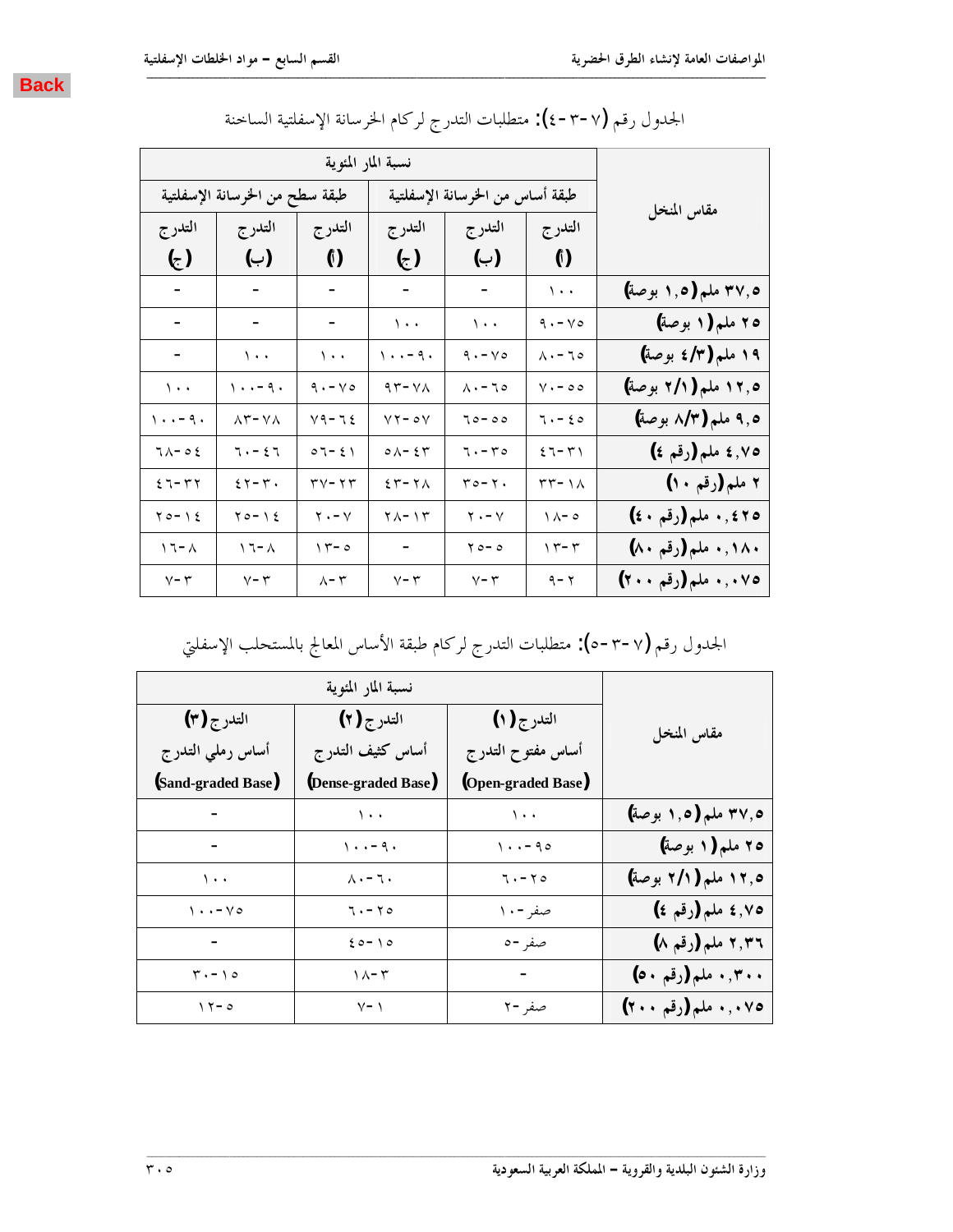Back

الجدول رقم (٧-٣-٤): متطلبات التدرج لركام الخرسانة الإسفلتية الساخنة

| مقاس المنخل | نسبة المار المئوية | | | | | |
|---|---|---|---|---|---|---|
| | طبقة أساس من الخرسانة الإسفلتية | | | طبقة سطح من الخرسانة الإسفلتية | | |
| | التدرج (أ) | التدرج (ب) | التدرج (ج) | التدرج (أ) | التدرج (ب) | التدرج (ج) |
| ٣٧,٥ ملم (١,٥ بوصة) | ١٠٠ | - | - | - | - | - |
| ٢٥ ملم (١ بوصة) | ٩٠-٧٥ | ١٠٠ | ١٠٠ | - | - | - |
| ١٩ ملم (٣/٤ بوصة) | ٨٠-٦٥ | ٩٠-٧٥ | ١٠٠-٩٠ | ١٠٠ | ١٠٠ | - |
| ١٢,٥ ملم (١/٢ بوصة) | ٧٠-٥٥ | ٨٠-٦٥ | ٩٣-٧٨ | ٩٠-٧٥ | ١٠٠-٩٠ | ١٠٠ |
| ٩,٥ ملم (٣/٨ بوصة) | ٦٠-٤٥ | ٦٥-٥٥ | ٧٢-٥٧ | ٧٩-٦٤ | ٨٣-٧٨ | ١٠٠-٩٠ |
| ٤,٧٥ ملم (رقم ٤) | ٤٦-٣١ | ٦٠-٣٥ | ٥٨-٤٣ | ٥٦-٤١ | ٦٠-٤٦ | ٦٨-٥٤ |
| ٢ ملم (رقم ١٠) | ٣٣-١٨ | ٣٥-٢٠ | ٤٣-٢٨ | ٣٧-٢٣ | ٤٢-٣٠ | ٤٦-٣٢ |
| ٠,٤٢٥ ملم (رقم ٤٠) | ١٨-٥ | ٢٠-٧ | ٢٨-١٣ | ٢٠-٧ | ٢٥-١٤ | ٢٥-١٤ |
| ٠,١٨٠ ملم (رقم ٨٠) | ١٣-٣ | ٢٥-٥ | - | ١٣-٥ | ١٦-٨ | ١٦-٨ |
| ٠,٠٧٥ ملم (رقم ٢٠٠) | ٩-٢ | ٧-٣ | ٧-٣ | ٨-٣ | ٧-٣ | ٧-٣ |

الجدول رقم (٧-٣-٥): متطلبات التدرج لركام طبقة الأساس المعالج بالمستحلب الإسفلتي

| مقاس المنخل | نسبة المار المئوية | | |
|---|---|---|---|
| | التدرج (١) أساس مفتوح التدرج (Open-graded Base) | التدرج (٢) أساس كثيف التدرج (Dense-graded Base) | التدرج (٣) أساس رملي التدرج (Sand-graded Base) |
| ٣٧,٥ ملم (١,٥ بوصة) | ١٠٠ | ١٠٠ | - |
| ٢٥ ملم (١ بوصة) | ١٠٠-٩٥ | ١٠٠-٩٠ | - |
| ١٢,٥ ملم (١/٢ بوصة) | ٦٠-٢٥ | ٨٠-٦٠ | ١٠٠ |
| ٤,٧٥ ملم (رقم ٤) | صفر-١٠ | ٦٠-٢٥ | ١٠٠-٧٥ |
| ٢,٣٦ ملم (رقم ٨) | صفر-٥ | ٤٥-١٥ | - |
| ٠,٣٠٠ ملم (رقم ٥٠) | - | ١٨-٣ | ٣٠-١٥ |
| ٠,٠٧٥ ملم (رقم ٢٠٠) | صفر-٢ | ٧-١ | ١٢-٥ |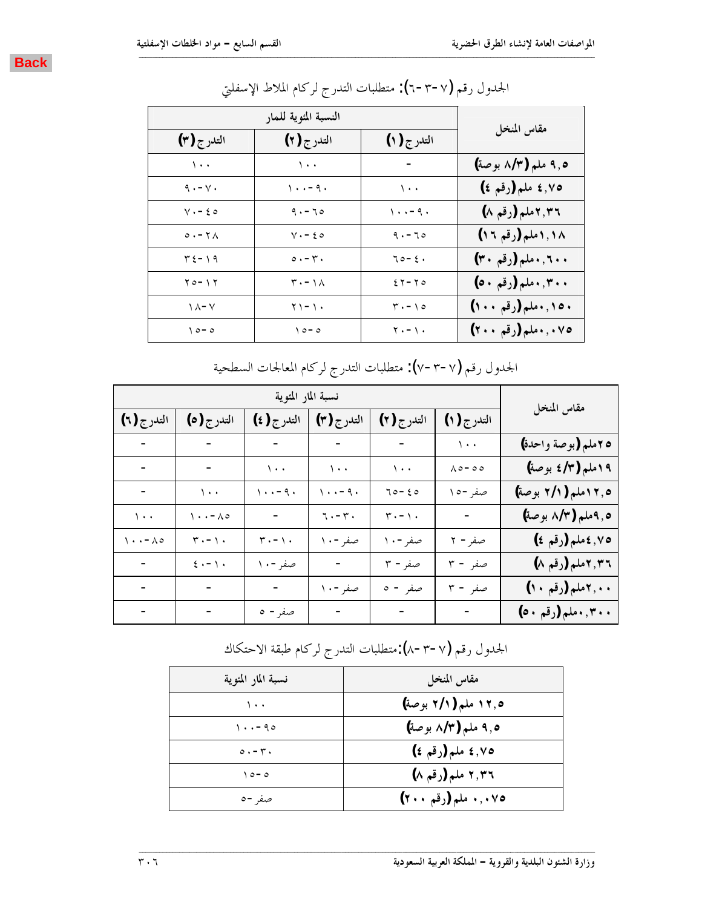Back

الجدول رقم (٧-٣-٦): متطلبات التدرج لركام الملاط الإسفلتي

| مقاس المنخل | النسبة المئوية للمار | | |
|---|---|---|---|
| | التدرج (١) | التدرج (٢) | التدرج (٣) |
| ٩,٥ ملم (٣/٨ بوصة) | - | ١٠٠ | ١٠٠ |
| ٤,٧٥ ملم (رقم ٤) | ١٠٠ | ٩٠-١٠٠ | ٧٠-٩٠ |
| ٢,٣٦ملم (رقم ٨) | ٩٠-١٠٠ | ٦٥-٩٠ | ٤٥-٧٠ |
| ١,١٨ملم (رقم ١٦) | ٦٥-٩٠ | ٤٥-٧٠ | ٢٨-٥٠ |
| ٠,٦٠٠ملم (رقم ٣٠) | ٤٠-٦٥ | ٣٠-٥٠ | ١٩-٣٤ |
| ٠,٣٠٠ملم (رقم ٥٠) | ٢٥-٤٢ | ١٨-٣٠ | ١٢-٢٥ |
| ٠,١٥٠ملم (رقم ١٠٠) | ١٥-٣٠ | ١٠-٢١ | ٧-١٨ |
| ٠,٠٧٥ملم (رقم ٢٠٠) | ١٠-٢٠ | ٥-١٥ | ٥-١٥ |

الجدول رقم (٧-٣-٧): متطلبات التدرج لركام المعالجات السطحية

| مقاس المنخل | نسبة المار المئوية | | | | | |
|---|---|---|---|---|---|---|
| | التدرج (١) | التدرج (٢) | التدرج (٣) | التدرج (٤) | التدرج (٥) | التدرج (٦) |
| ٢٥ملم (بوصة واحدة) | ١٠٠ | - | - | - | - | - |
| ١٩ملم (٣/٤ بوصة) | ٥٥-٨٥ | ١٠٠ | ١٠٠ | ١٠٠ | - | - |
| ١٢,٥ملم (١/٢ بوصة) | صفر-١٥ | ٤٥-٦٥ | ٩٠-١٠٠ | ٩٠-١٠٠ | ١٠٠ | - |
| ٩,٥ملم (٣/٨ بوصة) | - | ١٠-٣٠ | ٣٠-٦٠ | - | ٨٥-١٠٠ | ١٠٠ |
| ٤,٧٥ملم (رقم ٤) | صفر - ٢ | صفر-١٠ | صفر-١٠ | ١٠-٣٠ | ١٠-٣٠ | ٨٥-١٠٠ |
| ٢,٣٦ملم (رقم ٨) | صفر - ٣ | صفر - ٣ | - | صفر-١٠ | ١٠-٤٠ | - |
| ٢,٠٠ملم (رقم ١٠) | صفر - ٣ | صفر - ٥ | صفر-١٠ | - | - | - |
| ٠,٣٠٠ملم (رقم ٥٠) | - | - | - | صفر - ٥ | - | - |

الجدول رقم (٧-٣-٨):متطلبات التدرج لركام طبقة الاحتكاك

| مقاس المنخل | نسبة المار المئوية |
|---|---|
| ١٢,٥ ملم (١/٢ بوصة) | ١٠٠ |
| ٩,٥ ملم (٣/٨ بوصة) | ٩٥-١٠٠ |
| ٤,٧٥ ملم (رقم ٤) | ٣٠-٥٠ |
| ٢,٣٦ ملم (رقم ٨) | ٥-١٥ |
| ٠,٠٧٥ ملم (رقم ٢٠٠) | صفر-٥ |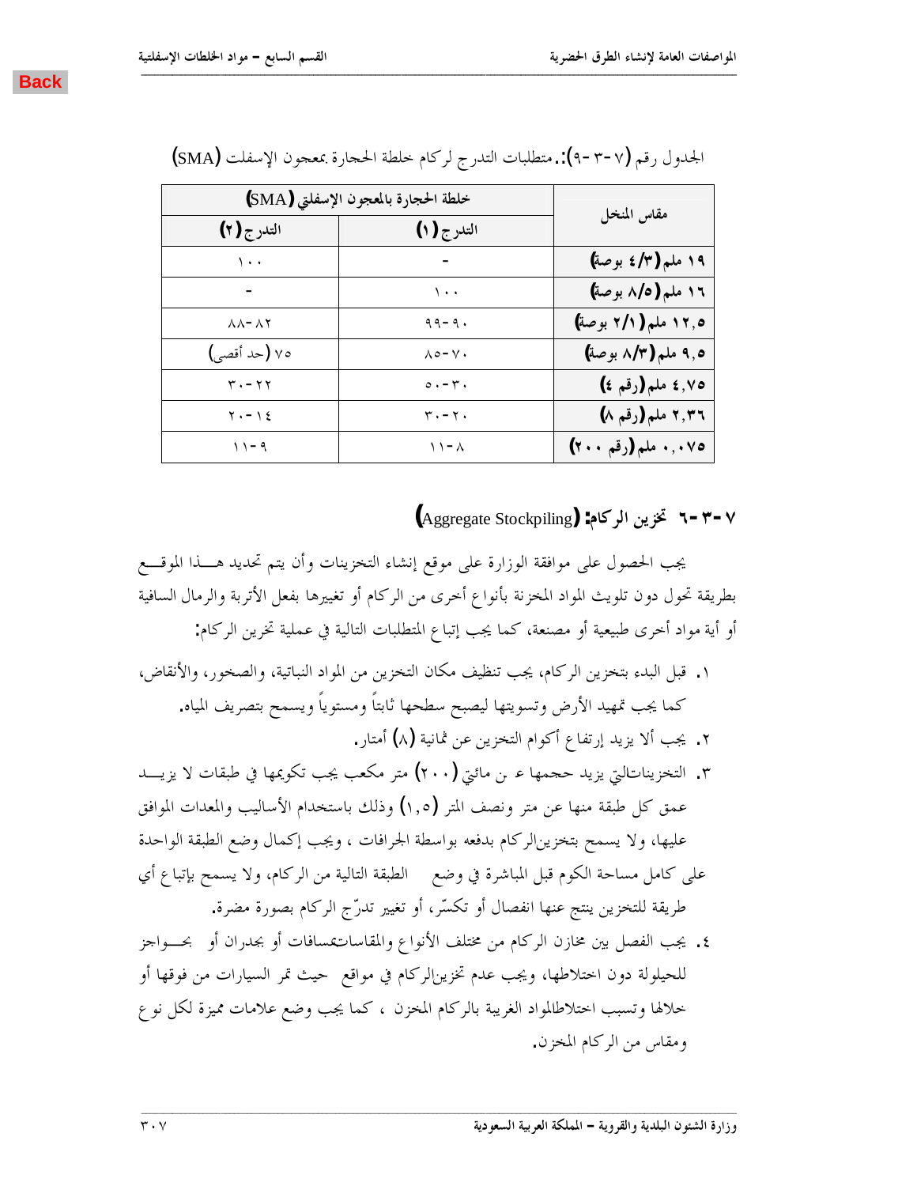Back

الجدول رقم (٧-٣-٩):.متطلبات التدرج لركام خلطة الحجارة بمعجون الإسفلت (SMA)

| مقاس المنخل | خلطة الحجارة بالمعجون الإسفلتي (SMA) | |
|---|---|---|
| | التدرج (١) | التدرج (٢) |
| ١٩ ملم (٣/٤ بوصة) | - | ١٠٠ |
| ١٦ ملم (٥/٨ بوصة) | ١٠٠ | - |
| ١٢,٥ ملم (١/٢ بوصة) | ٩٠-٩٩ | ٨٢-٨٨ |
| ٩,٥ ملم (٣/٨ بوصة) | ٧٠-٨٥ | ٧٥ (حد أقصى) |
| ٤,٧٥ ملم (رقم ٤) | ٣٠-٥٠ | ٢٢-٣٠ |
| ٢,٣٦ ملم (رقم ٨) | ٢٠-٣٠ | ١٤-٢٠ |
| ٠,٠٧٥ ملم (رقم ٢٠٠) | ٨-١١ | ٩-١١ |

## ٧-٣-٦ تخزين الركام: (Aggregate Stockpiling)

يجب الحصول على موافقة الوزارة على موقع إنشاء التخزينات وأن يتم تحديد هـــذا الموقـــع بطريقة تحول دون تلويث المواد المخزنة بأنواع أخرى من الركام أو تغييرها بفعل الأتربة والرمال السافية أو أية مواد أخرى طبيعية أو مصنعة، كما يجب إتباع المتطلبات التالية في عملية تخزين الركام:

١. قبل البدء بتخزين الركام، يجب تنظيف مكان التخزين من المواد النباتية، والصخور، والأنقاض، كما يجب تمهيد الأرض وتسويتها ليصبح سطحها ثابتاً ومستوياً ويسمح بتصريف المياه.
٢. يجب ألا يزيد إرتفاع أكوام التخزين عن ثمانية (٨) أمتار.
٣. التخزيناتالتي يزيد حجمها ع ن مائتي (٢٠٠) متر مكعب يجب تكويمها في طبقات لا يزيـــد عمق كل طبقة منها عن متر ونصف المتر (١,٥) وذلك باستخدام الأساليب والمعدات الموافق عليها، ولا يسمح بتخزينالركام بدفعه بواسطة الجرافات ، ويجب إكمال وضع الطبقة الواحدة على كامل مساحة الكوم قبل المباشرة في وضع الطبقة التالية من الركام، ولا يسمح بإتباع أي طريقة للتخزين ينتج عنها انفصال أو تكسّر، أو تغيير تدرّج الركام بصورة مضرة.
٤. يجب الفصل بين مخازن الركام من مختلف الأنواع والمقاساتمسافات أو بجدران أو بحـــواجز للحيلولة دون اختلاطها، ويجب عدم تخزينالركام في مواقع حيث تمر السيارات من فوقها أو خلالها وتسبب اختلاطالمواد الغريبة بالركام المخزن ، كما يجب وضع علامات مميزة لكل نوع ومقاس من الركام المخزن.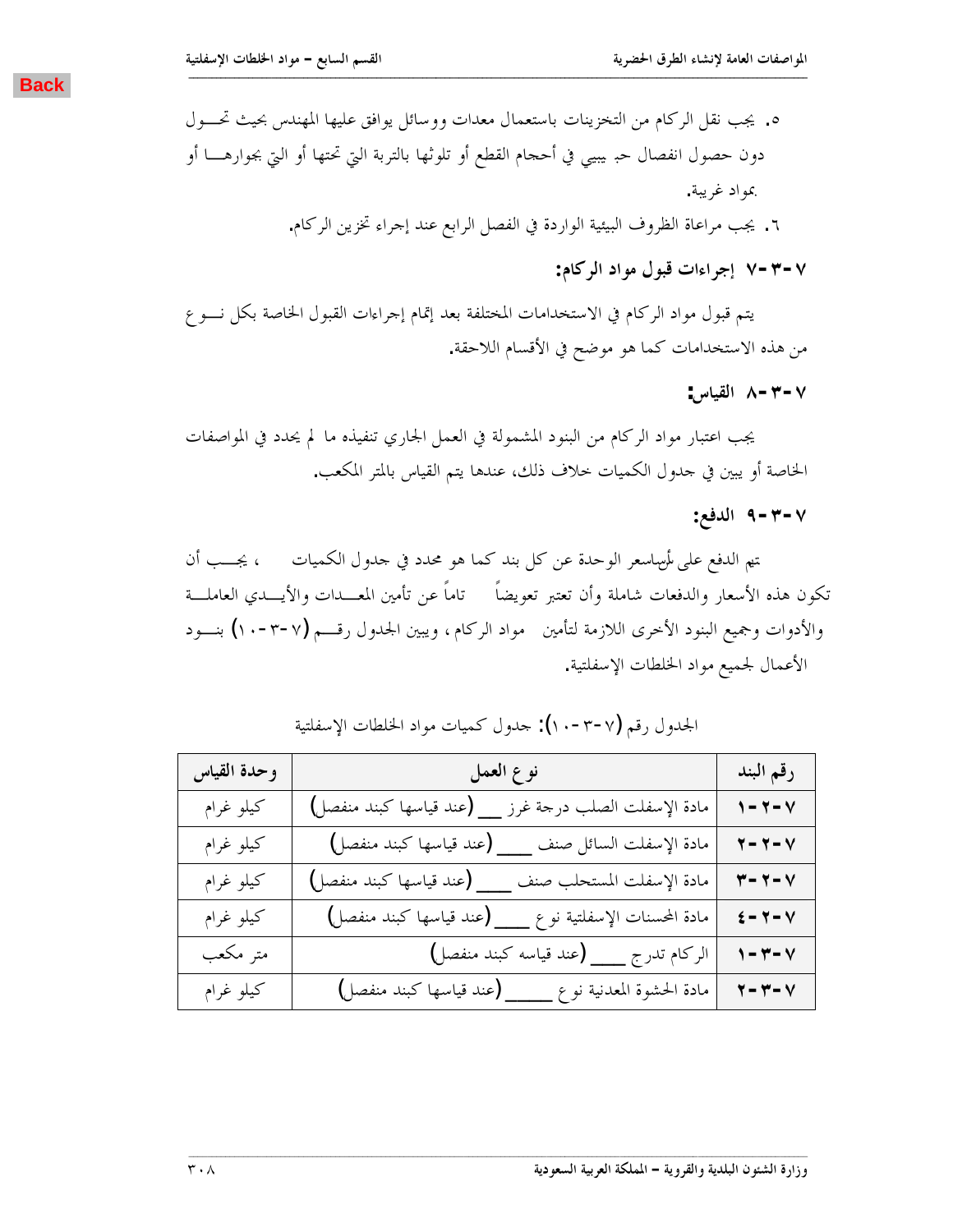٥. يجب نقل الركام من التخزينات باستعمال معدات ووسائل يوافق عليها المهندس بحيث تحـول دون حصول انفصال حبيبي في أحجام القطع أو تلوثها بالتربة التي تحتها أو التي بجوارهـا أو بمواد غريبة.

٦. يجب مراعاة الظروف البيئية الواردة في الفصل الرابع عند إجراء تخزين الركام.

### ٧-٣-٧ إجراءات قبول مواد الركام:

يتم قبول مواد الركام في الاستخدامات المختلفة بعد إتمام إجراءات القبول الخاصة بكل نـوع من هذه الاستخدامات كما هو موضح في الأقسام اللاحقة.

### ٧-٣-٨ القياس:

يجب اعتبار مواد الركام من البنود المشمولة في العمل الجاري تنفيذه ما لم يحدد في المواصفات الخاصة أو يبين في جدول الكميات خلاف ذلك، عندها يتم القياس بالمتر المكعب.

### ٧-٣-٩ الدفع:

تيم الدفع على لأسعار الوحدة عن كل بند كما هو محدد في جدول الكميات ، يجـب أن تكون هذه الأسعار والدفعات شاملة وأن تعتبر تعويضاً تاماً عن تأمين المعـدات والأيـدي العاملـة والأدوات وجميع البنود الأخرى اللازمة لتأمين مواد الركام، ويبين الجدول رقـم (٧-٣-١٠) بنـود الأعمال لجميع مواد الخلطات الإسفلتية.

الجدول رقم (٧-٣-١٠): جدول كميات مواد الخلطات الإسفلتية

| رقم البند | نوع العمل | وحدة القياس |
|---|---|---|
| ٧-٢-١ | مادة الإسفلت الصلب درجة غرز ___ (عند قياسها كبند منفصل) | كيلو غرام |
| ٧-٢-٢ | مادة الإسفلت السائل صنف ____ (عند قياسها كبند منفصل) | كيلو غرام |
| ٧-٢-٣ | مادة الإسفلت المستحلب صنف ____ (عند قياسها كبند منفصل) | كيلو غرام |
| ٧-٢-٤ | مادة المحسنات الإسفلتية نوع ____ (عند قياسها كبند منفصل) | كيلو غرام |
| ٧-٣-١ | الركام تدرج ____ (عند قياسه كبند منفصل) | متر مكعب |
| ٧-٣-٢ | مادة الحشوة المعدنية نوع _____ (عند قياسها كبند منفصل) | كيلو غرام |